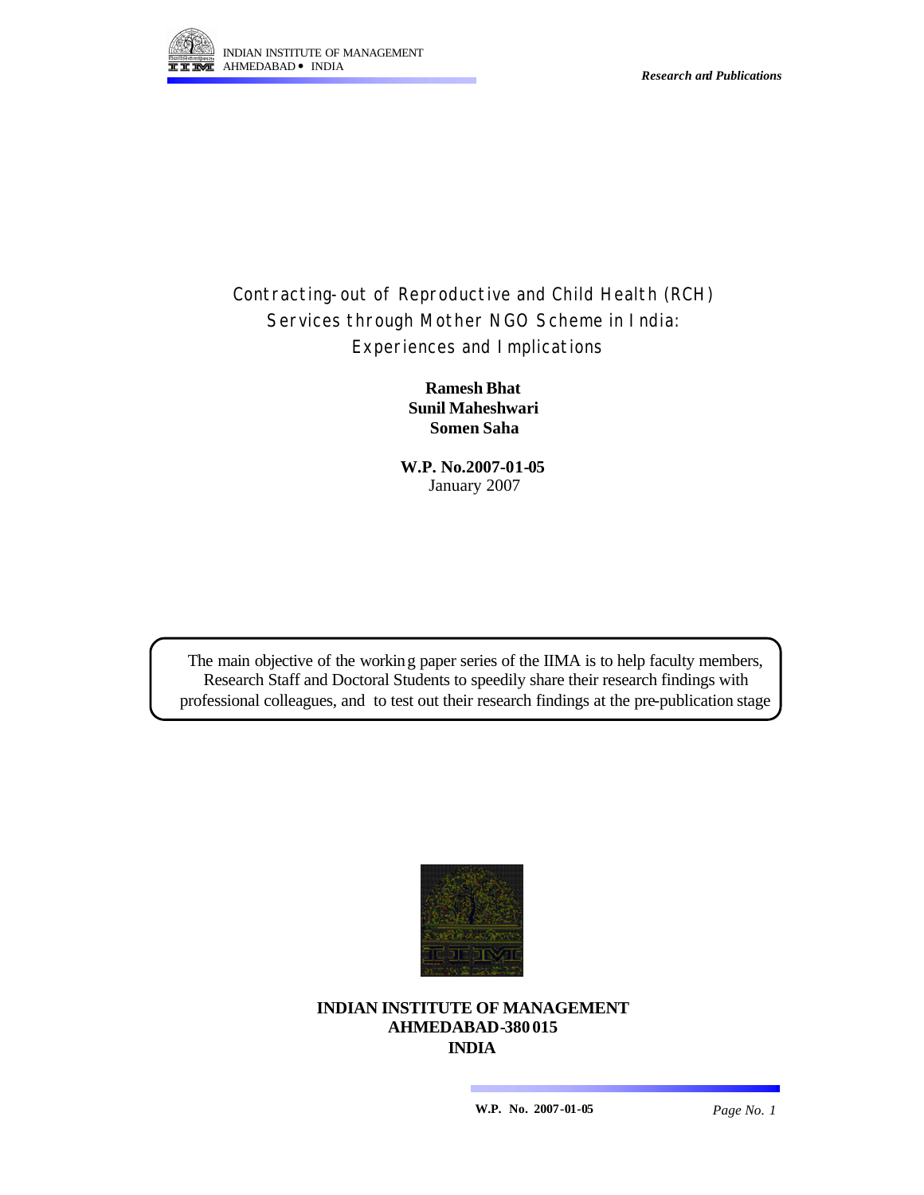INDIAN INSTITUTE OF MANAGEMENT
AHMEDABAD • INDIA

*Research and Publications*

# Contracting-out of Reproductive and Child Health (RCH) Services through Mother NGO Scheme in India: Experiences and Implications

**Ramesh Bhat**
**Sunil Maheshwari**
**Somen Saha**

**W.P. No.2007-01-05**
January 2007

The main objective of the working paper series of the IIMA is to help faculty members, Research Staff and Doctoral Students to speedily share their research findings with professional colleagues, and to test out their research findings at the pre-publication stage

**INDIAN INSTITUTE OF MANAGEMENT**
**AHMEDABAD-380 015**
**INDIA**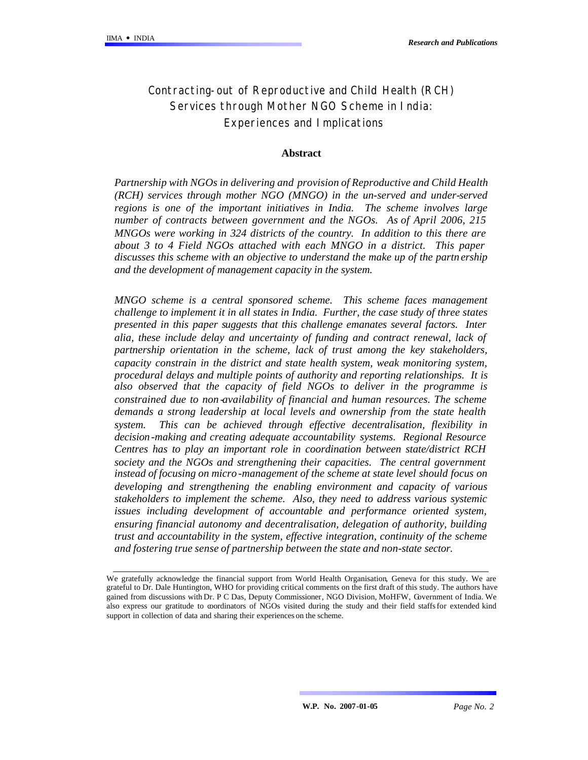# Contracting-out of Reproductive and Child Health (RCH) Services through Mother NGO Scheme in India: Experiences and Implications

## Abstract

*Partnership with NGOs in delivering and provision of Reproductive and Child Health (RCH) services through mother NGO (MNGO) in the un-served and under-served regions is one of the important initiatives in India. The scheme involves large number of contracts between government and the NGOs. As of April 2006, 215 MNGOs were working in 324 districts of the country. In addition to this there are about 3 to 4 Field NGOs attached with each MNGO in a district. This paper discusses this scheme with an objective to understand the make up of the partnership and the development of management capacity in the system.*

*MNGO scheme is a central sponsored scheme. This scheme faces management challenge to implement it in all states in India. Further, the case study of three states presented in this paper suggests that this challenge emanates several factors. Inter alia, these include delay and uncertainty of funding and contract renewal, lack of partnership orientation in the scheme, lack of trust among the key stakeholders, capacity constrain in the district and state health system, weak monitoring system, procedural delays and multiple points of authority and reporting relationships. It is also observed that the capacity of field NGOs to deliver in the programme is constrained due to non-availability of financial and human resources. The scheme demands a strong leadership at local levels and ownership from the state health system. This can be achieved through effective decentralisation, flexibility in decision-making and creating adequate accountability systems. Regional Resource Centres has to play an important role in coordination between state/district RCH society and the NGOs and strengthening their capacities. The central government instead of focusing on micro-management of the scheme at state level should focus on developing and strengthening the enabling environment and capacity of various stakeholders to implement the scheme. Also, they need to address various systemic issues including development of accountable and performance oriented system, ensuring financial autonomy and decentralisation, delegation of authority, building trust and accountability in the system, effective integration, continuity of the scheme and fostering true sense of partnership between the state and non-state sector.*

---

We gratefully acknowledge the financial support from World Health Organisation, Geneva for this study. We are grateful to Dr. Dale Huntington, WHO for providing critical comments on the first draft of this study. The authors have gained from discussions with Dr. P C Das, Deputy Commissioner, NGO Division, MoHFW, Government of India. We also express our gratitude to coordinators of NGOs visited during the study and their field staffs for extended kind support in collection of data and sharing their experiences on the scheme.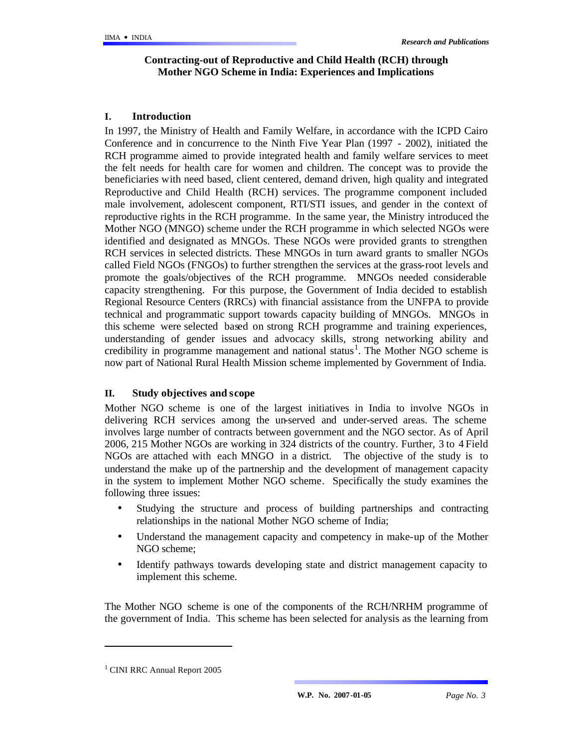# Contracting-out of Reproductive and Child Health (RCH) through Mother NGO Scheme in India: Experiences and Implications

## I. Introduction

In 1997, the Ministry of Health and Family Welfare, in accordance with the ICPD Cairo Conference and in concurrence to the Ninth Five Year Plan (1997 - 2002), initiated the RCH programme aimed to provide integrated health and family welfare services to meet the felt needs for health care for women and children. The concept was to provide the beneficiaries with need based, client centered, demand driven, high quality and integrated Reproductive and Child Health (RCH) services. The programme component included male involvement, adolescent component, RTI/STI issues, and gender in the context of reproductive rights in the RCH programme. In the same year, the Ministry introduced the Mother NGO (MNGO) scheme under the RCH programme in which selected NGOs were identified and designated as MNGOs. These NGOs were provided grants to strengthen RCH services in selected districts. These MNGOs in turn award grants to smaller NGOs called Field NGOs (FNGOs) to further strengthen the services at the grass-root levels and promote the goals/objectives of the RCH programme. MNGOs needed considerable capacity strengthening. For this purpose, the Government of India decided to establish Regional Resource Centers (RRCs) with financial assistance from the UNFPA to provide technical and programmatic support towards capacity building of MNGOs. MNGOs in this scheme were selected based on strong RCH programme and training experiences, understanding of gender issues and advocacy skills, strong networking ability and credibility in programme management and national status[1]. The Mother NGO scheme is now part of National Rural Health Mission scheme implemented by Government of India.

## II. Study objectives and scope

Mother NGO scheme is one of the largest initiatives in India to involve NGOs in delivering RCH services among the un-served and under-served areas. The scheme involves large number of contracts between government and the NGO sector. As of April 2006, 215 Mother NGOs are working in 324 districts of the country. Further, 3 to 4 Field NGOs are attached with each MNGO in a district. The objective of the study is to understand the make up of the partnership and the development of management capacity in the system to implement Mother NGO scheme. Specifically the study examines the following three issues:

- Studying the structure and process of building partnerships and contracting relationships in the national Mother NGO scheme of India;
- Understand the management capacity and competency in make-up of the Mother NGO scheme;
- Identify pathways towards developing state and district management capacity to implement this scheme.

The Mother NGO scheme is one of the components of the RCH/NRHM programme of the government of India. This scheme has been selected for analysis as the learning from

[1] CINI RRC Annual Report 2005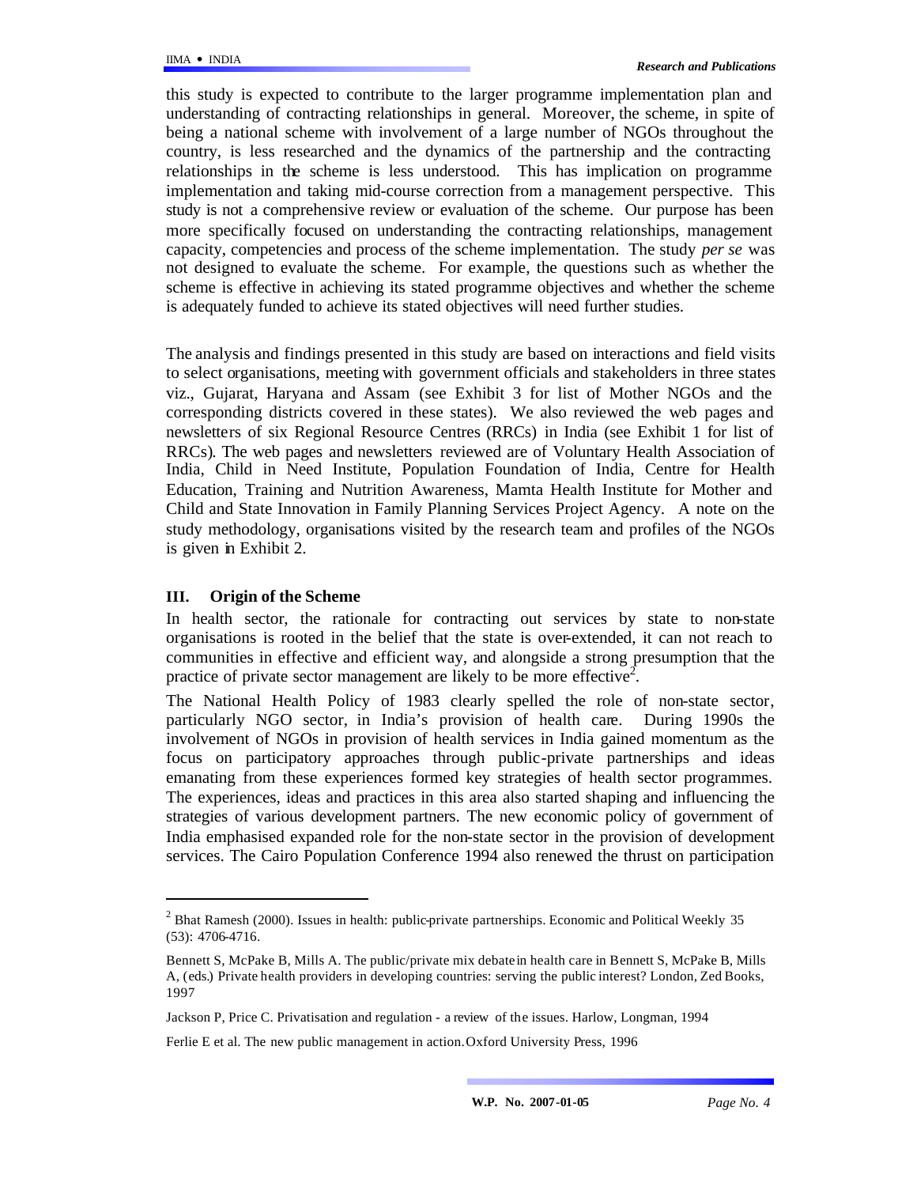this study is expected to contribute to the larger programme implementation plan and understanding of contracting relationships in general. Moreover, the scheme, in spite of being a national scheme with involvement of a large number of NGOs throughout the country, is less researched and the dynamics of the partnership and the contracting relationships in the scheme is less understood. This has implication on programme implementation and taking mid-course correction from a management perspective. This study is not a comprehensive review or evaluation of the scheme. Our purpose has been more specifically focused on understanding the contracting relationships, management capacity, competencies and process of the scheme implementation. The study *per se* was not designed to evaluate the scheme. For example, the questions such as whether the scheme is effective in achieving its stated programme objectives and whether the scheme is adequately funded to achieve its stated objectives will need further studies.

The analysis and findings presented in this study are based on interactions and field visits to select organisations, meeting with government officials and stakeholders in three states viz., Gujarat, Haryana and Assam (see Exhibit 3 for list of Mother NGOs and the corresponding districts covered in these states). We also reviewed the web pages and newsletters of six Regional Resource Centres (RRCs) in India (see Exhibit 1 for list of RRCs). The web pages and newsletters reviewed are of Voluntary Health Association of India, Child in Need Institute, Population Foundation of India, Centre for Health Education, Training and Nutrition Awareness, Mamta Health Institute for Mother and Child and State Innovation in Family Planning Services Project Agency. A note on the study methodology, organisations visited by the research team and profiles of the NGOs is given in Exhibit 2.

## III. Origin of the Scheme

In health sector, the rationale for contracting out services by state to non-state organisations is rooted in the belief that the state is over-extended, it can not reach to communities in effective and efficient way, and alongside a strong presumption that the practice of private sector management are likely to be more effective[2].

The National Health Policy of 1983 clearly spelled the role of non-state sector, particularly NGO sector, in India's provision of health care. During 1990s the involvement of NGOs in provision of health services in India gained momentum as the focus on participatory approaches through public-private partnerships and ideas emanating from these experiences formed key strategies of health sector programmes. The experiences, ideas and practices in this area also started shaping and influencing the strategies of various development partners. The new economic policy of government of India emphasised expanded role for the non-state sector in the provision of development services. The Cairo Population Conference 1994 also renewed the thrust on participation

---

[2] Bhat Ramesh (2000). Issues in health: public-private partnerships. Economic and Political Weekly 35 (53): 4706-4716.

Bennett S, McPake B, Mills A. The public/private mix debate in health care in Bennett S, McPake B, Mills A, (eds.) Private health providers in developing countries: serving the public interest? London, Zed Books, 1997

Jackson P, Price C. Privatisation and regulation - a review of the issues. Harlow, Longman, 1994

Ferlie E et al. The new public management in action. Oxford University Press, 1996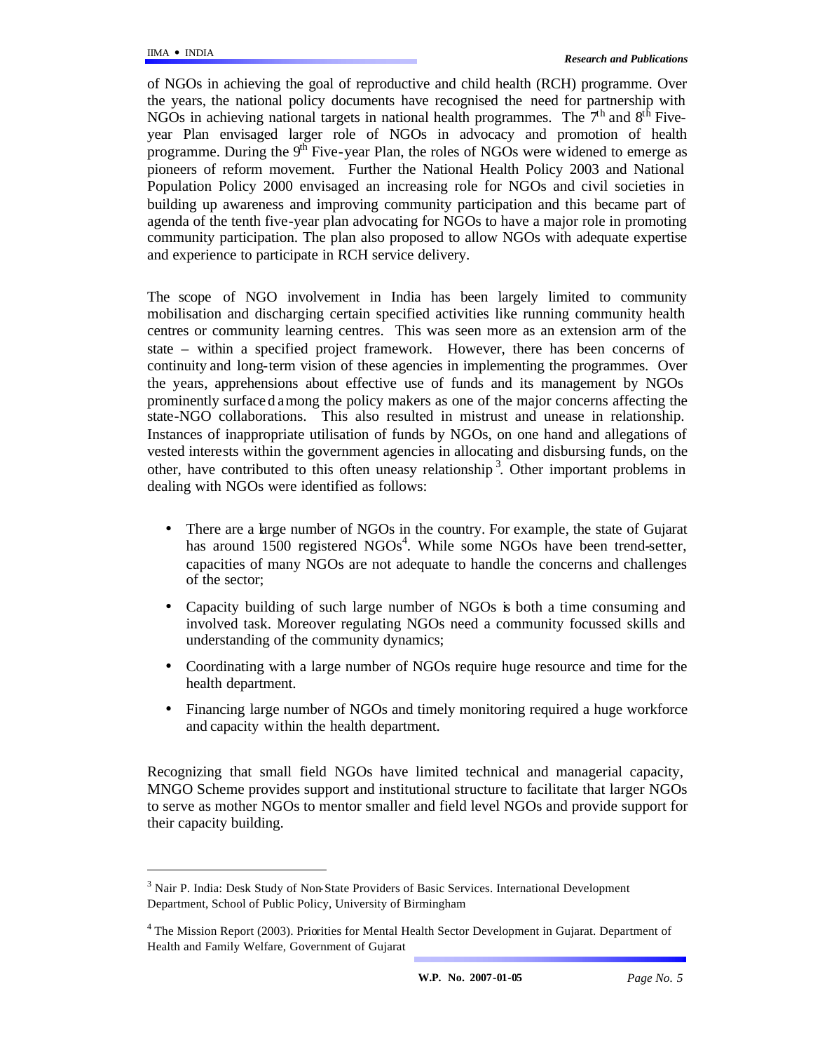of NGOs in achieving the goal of reproductive and child health (RCH) programme. Over the years, the national policy documents have recognised the need for partnership with NGOs in achieving national targets in national health programmes. The 7th and 8th Five-year Plan envisaged larger role of NGOs in advocacy and promotion of health programme. During the 9th Five-year Plan, the roles of NGOs were widened to emerge as pioneers of reform movement. Further the National Health Policy 2003 and National Population Policy 2000 envisaged an increasing role for NGOs and civil societies in building up awareness and improving community participation and this became part of agenda of the tenth five-year plan advocating for NGOs to have a major role in promoting community participation. The plan also proposed to allow NGOs with adequate expertise and experience to participate in RCH service delivery.

The scope of NGO involvement in India has been largely limited to community mobilisation and discharging certain specified activities like running community health centres or community learning centres. This was seen more as an extension arm of the state – within a specified project framework. However, there has been concerns of continuity and long-term vision of these agencies in implementing the programmes. Over the years, apprehensions about effective use of funds and its management by NGOs prominently surfaced among the policy makers as one of the major concerns affecting the state-NGO collaborations. This also resulted in mistrust and unease in relationship. Instances of inappropriate utilisation of funds by NGOs, on one hand and allegations of vested interests within the government agencies in allocating and disbursing funds, on the other, have contributed to this often uneasy relationship [3]. Other important problems in dealing with NGOs were identified as follows:

- There are a large number of NGOs in the country. For example, the state of Gujarat has around 1500 registered NGOs[4]. While some NGOs have been trend-setter, capacities of many NGOs are not adequate to handle the concerns and challenges of the sector;
- Capacity building of such large number of NGOs is both a time consuming and involved task. Moreover regulating NGOs need a community focussed skills and understanding of the community dynamics;
- Coordinating with a large number of NGOs require huge resource and time for the health department.
- Financing large number of NGOs and timely monitoring required a huge workforce and capacity within the health department.

Recognizing that small field NGOs have limited technical and managerial capacity, MNGO Scheme provides support and institutional structure to facilitate that larger NGOs to serve as mother NGOs to mentor smaller and field level NGOs and provide support for their capacity building.

---

[3] Nair P. India: Desk Study of Non-State Providers of Basic Services. International Development Department, School of Public Policy, University of Birmingham

[4] The Mission Report (2003). Priorities for Mental Health Sector Development in Gujarat. Department of Health and Family Welfare, Government of Gujarat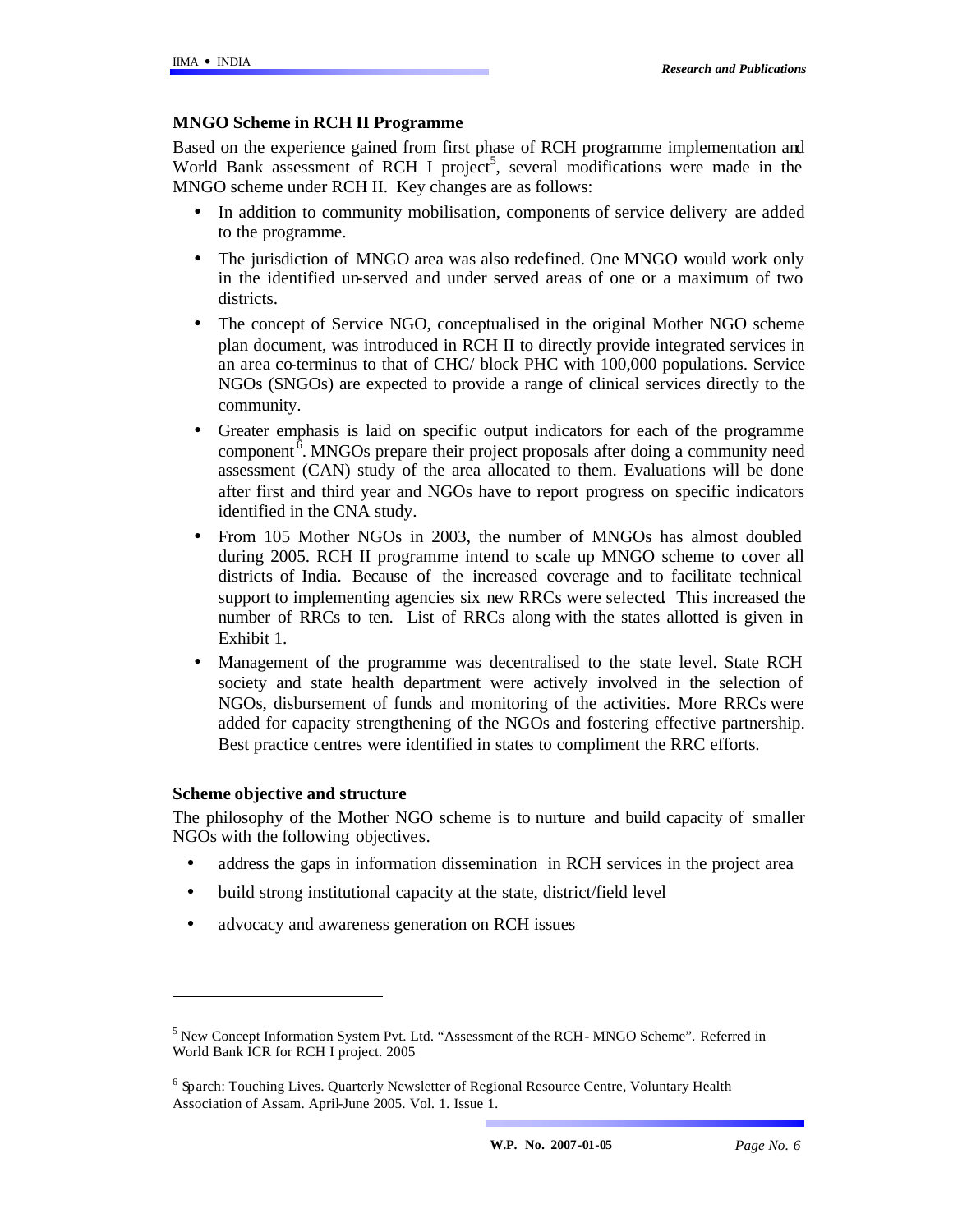## MNGO Scheme in RCH II Programme

Based on the experience gained from first phase of RCH programme implementation and World Bank assessment of RCH I project[5], several modifications were made in the MNGO scheme under RCH II. Key changes are as follows:

- In addition to community mobilisation, components of service delivery are added to the programme.
- The jurisdiction of MNGO area was also redefined. One MNGO would work only in the identified un-served and under served areas of one or a maximum of two districts.
- The concept of Service NGO, conceptualised in the original Mother NGO scheme plan document, was introduced in RCH II to directly provide integrated services in an area co-terminus to that of CHC/ block PHC with 100,000 populations. Service NGOs (SNGOs) are expected to provide a range of clinical services directly to the community.
- Greater emphasis is laid on specific output indicators for each of the programme component[6]. MNGOs prepare their project proposals after doing a community need assessment (CAN) study of the area allocated to them. Evaluations will be done after first and third year and NGOs have to report progress on specific indicators identified in the CNA study.
- From 105 Mother NGOs in 2003, the number of MNGOs has almost doubled during 2005. RCH II programme intend to scale up MNGO scheme to cover all districts of India. Because of the increased coverage and to facilitate technical support to implementing agencies six new RRCs were selected This increased the number of RRCs to ten. List of RRCs along with the states allotted is given in Exhibit 1.
- Management of the programme was decentralised to the state level. State RCH society and state health department were actively involved in the selection of NGOs, disbursement of funds and monitoring of the activities. More RRCs were added for capacity strengthening of the NGOs and fostering effective partnership. Best practice centres were identified in states to compliment the RRC efforts.

## Scheme objective and structure

The philosophy of the Mother NGO scheme is to nurture and build capacity of smaller NGOs with the following objectives.

- address the gaps in information dissemination in RCH services in the project area
- build strong institutional capacity at the state, district/field level
- advocacy and awareness generation on RCH issues

---

[5] New Concept Information System Pvt. Ltd. "Assessment of the RCH- MNGO Scheme". Referred in World Bank ICR for RCH I project. 2005

[6] Sparch: Touching Lives. Quarterly Newsletter of Regional Resource Centre, Voluntary Health Association of Assam. April-June 2005. Vol. 1. Issue 1.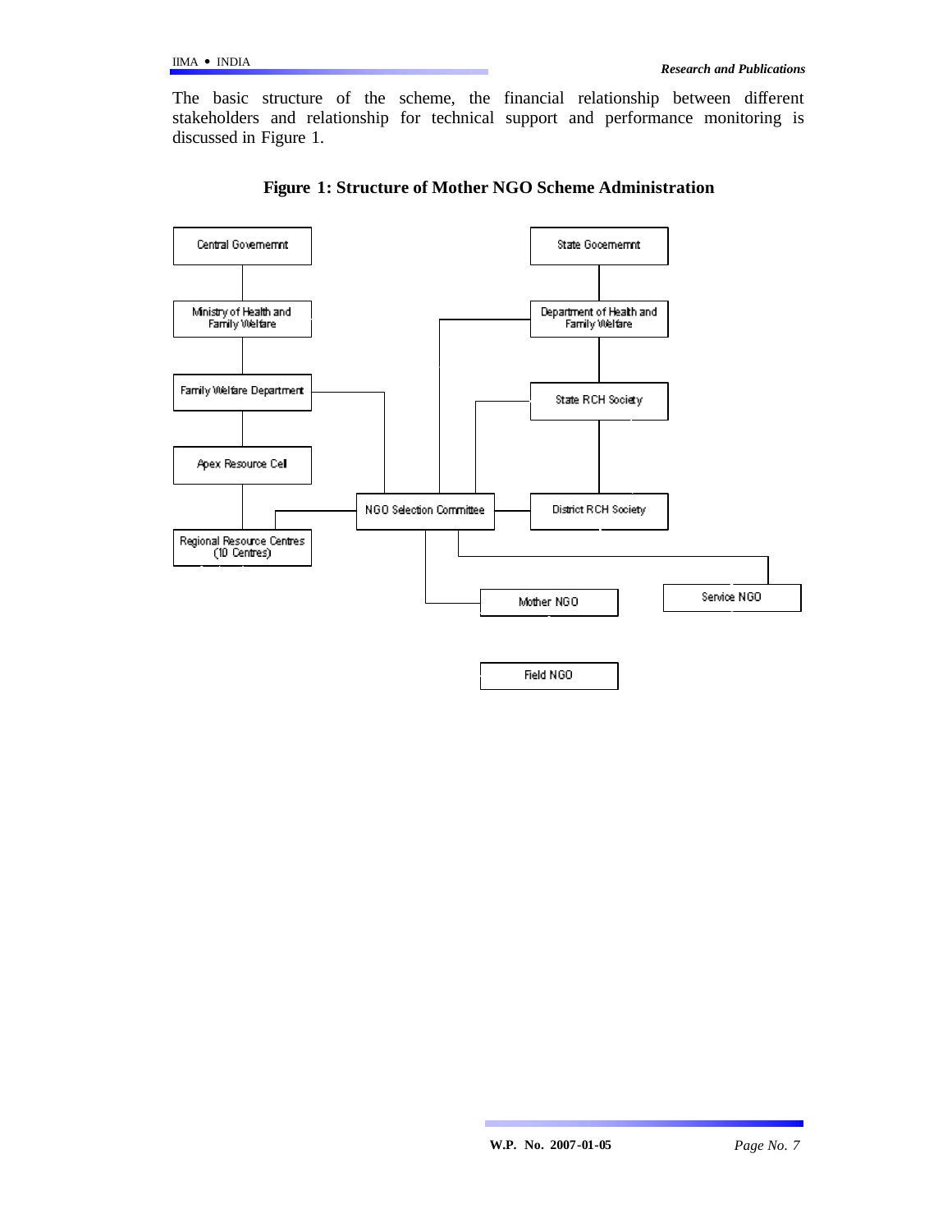The basic structure of the scheme, the financial relationship between different stakeholders and relationship for technical support and performance monitoring is discussed in Figure 1.

**Figure 1: Structure of Mother NGO Scheme Administration**

Central Govememnt

Ministry of Health and Family Welfare

Family Welfare Department

Apex Resource Cell

Regional Resource Centres (10 Centres)

State Gocemernnt

Department of Health and Family Welfare

State RCH Society

District RCH Society

NGO Selection Committee

Mother NGO

Service NGO

Field NGO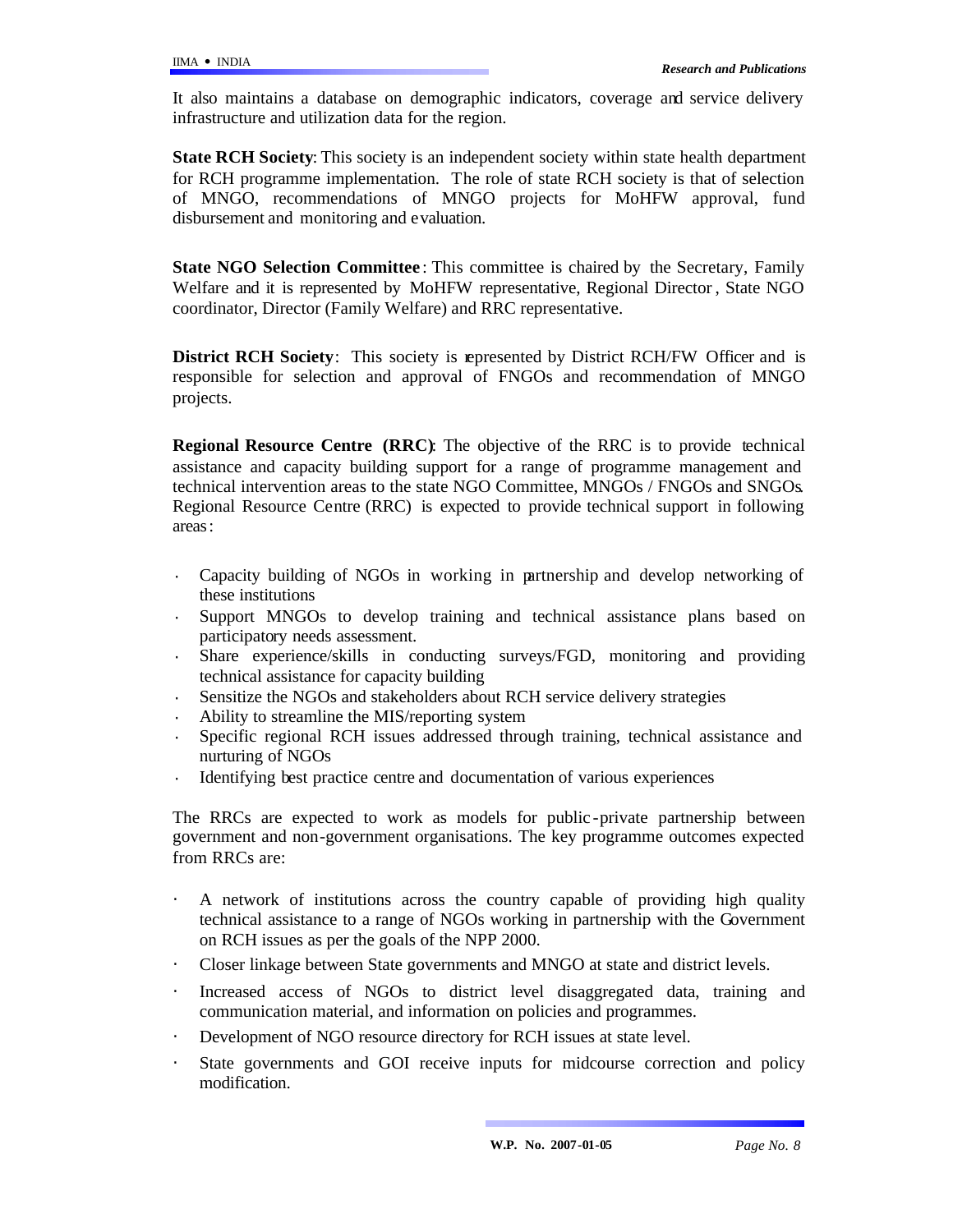It also maintains a database on demographic indicators, coverage and service delivery infrastructure and utilization data for the region.

**State RCH Society**: This society is an independent society within state health department for RCH programme implementation. The role of state RCH society is that of selection of MNGO, recommendations of MNGO projects for MoHFW approval, fund disbursement and monitoring and evaluation.

**State NGO Selection Committee**: This committee is chaired by the Secretary, Family Welfare and it is represented by MoHFW representative, Regional Director, State NGO coordinator, Director (Family Welfare) and RRC representative.

**District RCH Society**: This society is represented by District RCH/FW Officer and is responsible for selection and approval of FNGOs and recommendation of MNGO projects.

**Regional Resource Centre (RRC)**: The objective of the RRC is to provide technical assistance and capacity building support for a range of programme management and technical intervention areas to the state NGO Committee, MNGOs / FNGOs and SNGOs. Regional Resource Centre (RRC) is expected to provide technical support in following areas:

- Capacity building of NGOs in working in partnership and develop networking of these institutions
- Support MNGOs to develop training and technical assistance plans based on participatory needs assessment.
- Share experience/skills in conducting surveys/FGD, monitoring and providing technical assistance for capacity building
- Sensitize the NGOs and stakeholders about RCH service delivery strategies
- Ability to streamline the MIS/reporting system
- Specific regional RCH issues addressed through training, technical assistance and nurturing of NGOs
- Identifying best practice centre and documentation of various experiences

The RRCs are expected to work as models for public-private partnership between government and non-government organisations. The key programme outcomes expected from RRCs are:

- A network of institutions across the country capable of providing high quality technical assistance to a range of NGOs working in partnership with the Government on RCH issues as per the goals of the NPP 2000.
- Closer linkage between State governments and MNGO at state and district levels.
- Increased access of NGOs to district level disaggregated data, training and communication material, and information on policies and programmes.
- Development of NGO resource directory for RCH issues at state level.
- State governments and GOI receive inputs for midcourse correction and policy modification.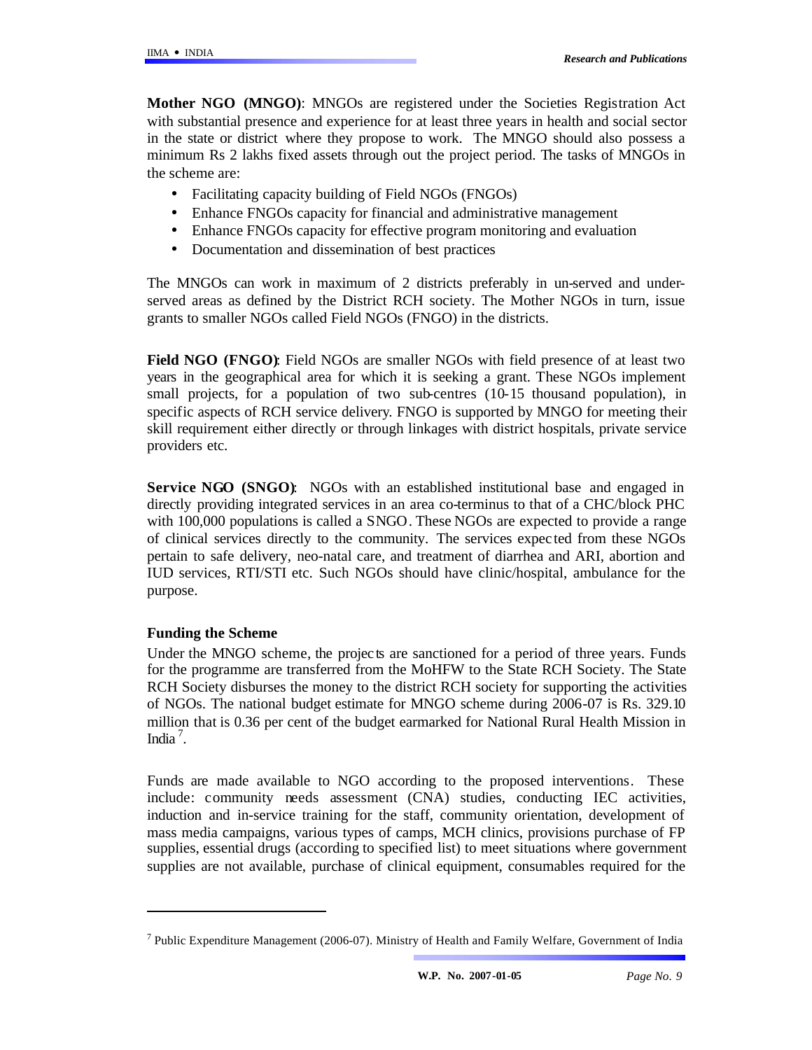**Mother NGO (MNGO)**: MNGOs are registered under the Societies Registration Act with substantial presence and experience for at least three years in health and social sector in the state or district where they propose to work. The MNGO should also possess a minimum Rs 2 lakhs fixed assets through out the project period. The tasks of MNGOs in the scheme are:

- Facilitating capacity building of Field NGOs (FNGOs)
- Enhance FNGOs capacity for financial and administrative management
- Enhance FNGOs capacity for effective program monitoring and evaluation
- Documentation and dissemination of best practices

The MNGOs can work in maximum of 2 districts preferably in un-served and under-served areas as defined by the District RCH society. The Mother NGOs in turn, issue grants to smaller NGOs called Field NGOs (FNGO) in the districts.

**Field NGO (FNGO)**: Field NGOs are smaller NGOs with field presence of at least two years in the geographical area for which it is seeking a grant. These NGOs implement small projects, for a population of two sub-centres (10-15 thousand population), in specific aspects of RCH service delivery. FNGO is supported by MNGO for meeting their skill requirement either directly or through linkages with district hospitals, private service providers etc.

**Service NGO (SNGO)**: NGOs with an established institutional base and engaged in directly providing integrated services in an area co-terminus to that of a CHC/block PHC with 100,000 populations is called a SNGO. These NGOs are expected to provide a range of clinical services directly to the community. The services expected from these NGOs pertain to safe delivery, neo-natal care, and treatment of diarrhea and ARI, abortion and IUD services, RTI/STI etc. Such NGOs should have clinic/hospital, ambulance for the purpose.

### Funding the Scheme

Under the MNGO scheme, the projects are sanctioned for a period of three years. Funds for the programme are transferred from the MoHFW to the State RCH Society. The State RCH Society disburses the money to the district RCH society for supporting the activities of NGOs. The national budget estimate for MNGO scheme during 2006-07 is Rs. 329.10 million that is 0.36 per cent of the budget earmarked for National Rural Health Mission in India[7].

Funds are made available to NGO according to the proposed interventions. These include: community needs assessment (CNA) studies, conducting IEC activities, induction and in-service training for the staff, community orientation, development of mass media campaigns, various types of camps, MCH clinics, provisions purchase of FP supplies, essential drugs (according to specified list) to meet situations where government supplies are not available, purchase of clinical equipment, consumables required for the

---

[7] Public Expenditure Management (2006-07). Ministry of Health and Family Welfare, Government of India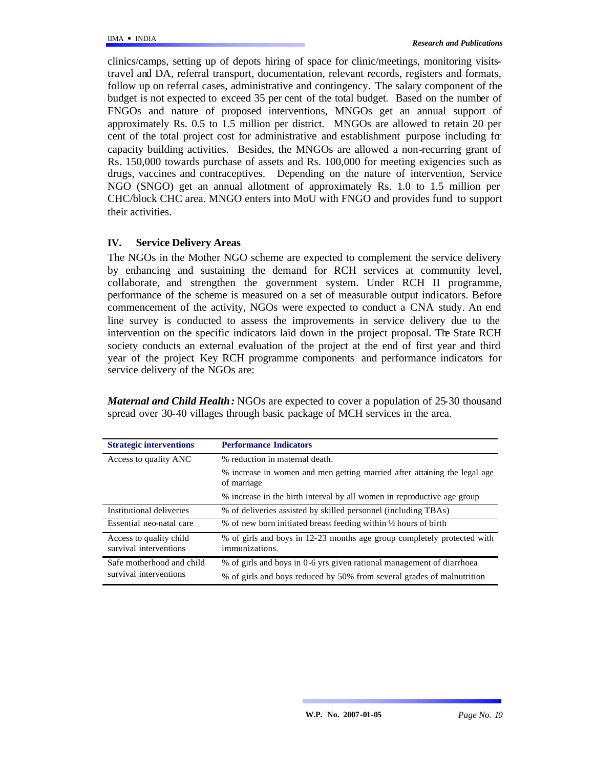clinics/camps, setting up of depots hiring of space for clinic/meetings, monitoring visits-travel and DA, referral transport, documentation, relevant records, registers and formats, follow up on referral cases, administrative and contingency. The salary component of the budget is not expected to exceed 35 per cent of the total budget. Based on the number of FNGOs and nature of proposed interventions, MNGOs get an annual support of approximately Rs. 0.5 to 1.5 million per district. MNGOs are allowed to retain 20 per cent of the total project cost for administrative and establishment purpose including for capacity building activities. Besides, the MNGOs are allowed a non-recurring grant of Rs. 150,000 towards purchase of assets and Rs. 100,000 for meeting exigencies such as drugs, vaccines and contraceptives. Depending on the nature of intervention, Service NGO (SNGO) get an annual allotment of approximately Rs. 1.0 to 1.5 million per CHC/block CHC area. MNGO enters into MoU with FNGO and provides fund to support their activities.

## IV. Service Delivery Areas

The NGOs in the Mother NGO scheme are expected to complement the service delivery by enhancing and sustaining the demand for RCH services at community level, collaborate, and strengthen the government system. Under RCH II programme, performance of the scheme is measured on a set of measurable output indicators. Before commencement of the activity, NGOs were expected to conduct a CNA study. An end line survey is conducted to assess the improvements in service delivery due to the intervention on the specific indicators laid down in the project proposal. The State RCH society conducts an external evaluation of the project at the end of first year and third year of the project Key RCH programme components and performance indicators for service delivery of the NGOs are:

***Maternal and Child Health:*** NGOs are expected to cover a population of 25-30 thousand spread over 30-40 villages through basic package of MCH services in the area.

| Strategic interventions | Performance Indicators |
|---|---|
| Access to quality ANC | % reduction in maternal death. |
| | % increase in women and men getting married after attaining the legal age of marriage |
| | % increase in the birth interval by all women in reproductive age group |
| Institutional deliveries | % of deliveries assisted by skilled personnel (including TBAs) |
| Essential neo-natal care | % of new born initiated breast feeding within ½ hours of birth |
| Access to quality child survival interventions | % of girls and boys in 12-23 months age group completely protected with immunizations. |
| Safe motherhood and child survival interventions | % of girls and boys in 0-6 yrs given rational management of diarrhoea |
| | % of girls and boys reduced by 50% from several grades of malnutrition |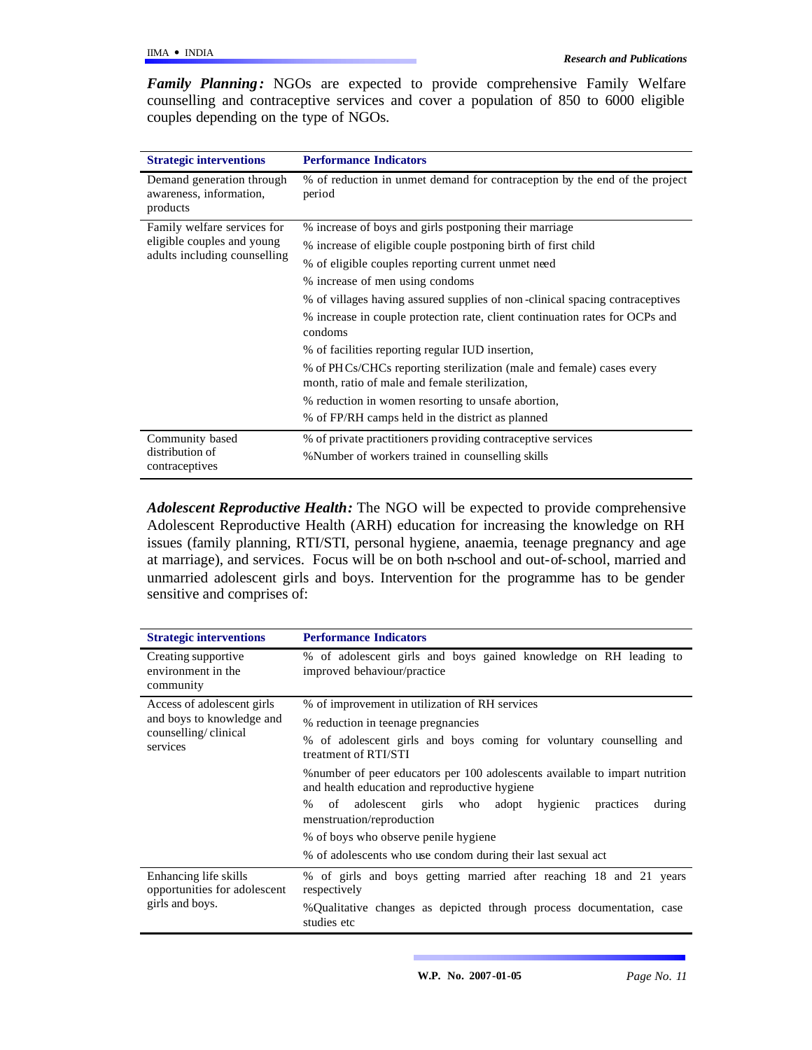***Family Planning:*** NGOs are expected to provide comprehensive Family Welfare counselling and contraceptive services and cover a population of 850 to 6000 eligible couples depending on the type of NGOs.

| Strategic interventions | Performance Indicators |
|---|---|
| Demand generation through awareness, information, products | % of reduction in unmet demand for contraception by the end of the project period |
| Family welfare services for eligible couples and young adults including counselling | % increase of boys and girls postponing their marriage |
| | % increase of eligible couple postponing birth of first child |
| | % of eligible couples reporting current unmet need |
| | % increase of men using condoms |
| | % of villages having assured supplies of non-clinical spacing contraceptives |
| | % increase in couple protection rate, client continuation rates for OCPs and condoms |
| | % of facilities reporting regular IUD insertion, |
| | % of PHCs/CHCs reporting sterilization (male and female) cases every month, ratio of male and female sterilization, |
| | % reduction in women resorting to unsafe abortion, |
| | % of FP/RH camps held in the district as planned |
| Community based distribution of contraceptives | % of private practitioners providing contraceptive services |
| | %Number of workers trained in counselling skills |

***Adolescent Reproductive Health:*** The NGO will be expected to provide comprehensive Adolescent Reproductive Health (ARH) education for increasing the knowledge on RH issues (family planning, RTI/STI, personal hygiene, anaemia, teenage pregnancy and age at marriage), and services. Focus will be on both in-school and out-of-school, married and unmarried adolescent girls and boys. Intervention for the programme has to be gender sensitive and comprises of:

| Strategic interventions | Performance Indicators |
|---|---|
| Creating supportive environment in the community | % of adolescent girls and boys gained knowledge on RH leading to improved behaviour/practice |
| Access of adolescent girls and boys to knowledge and counselling/ clinical services | % of improvement in utilization of RH services |
| | % reduction in teenage pregnancies |
| | % of adolescent girls and boys coming for voluntary counselling and treatment of RTI/STI |
| | %number of peer educators per 100 adolescents available to impart nutrition and health education and reproductive hygiene |
| | % of adolescent girls who adopt hygienic practices during menstruation/reproduction |
| | % of boys who observe penile hygiene |
| | % of adolescents who use condom during their last sexual act |
| Enhancing life skills opportunities for adolescent girls and boys. | % of girls and boys getting married after reaching 18 and 21 years respectively |
| | %Qualitative changes as depicted through process documentation, case studies etc |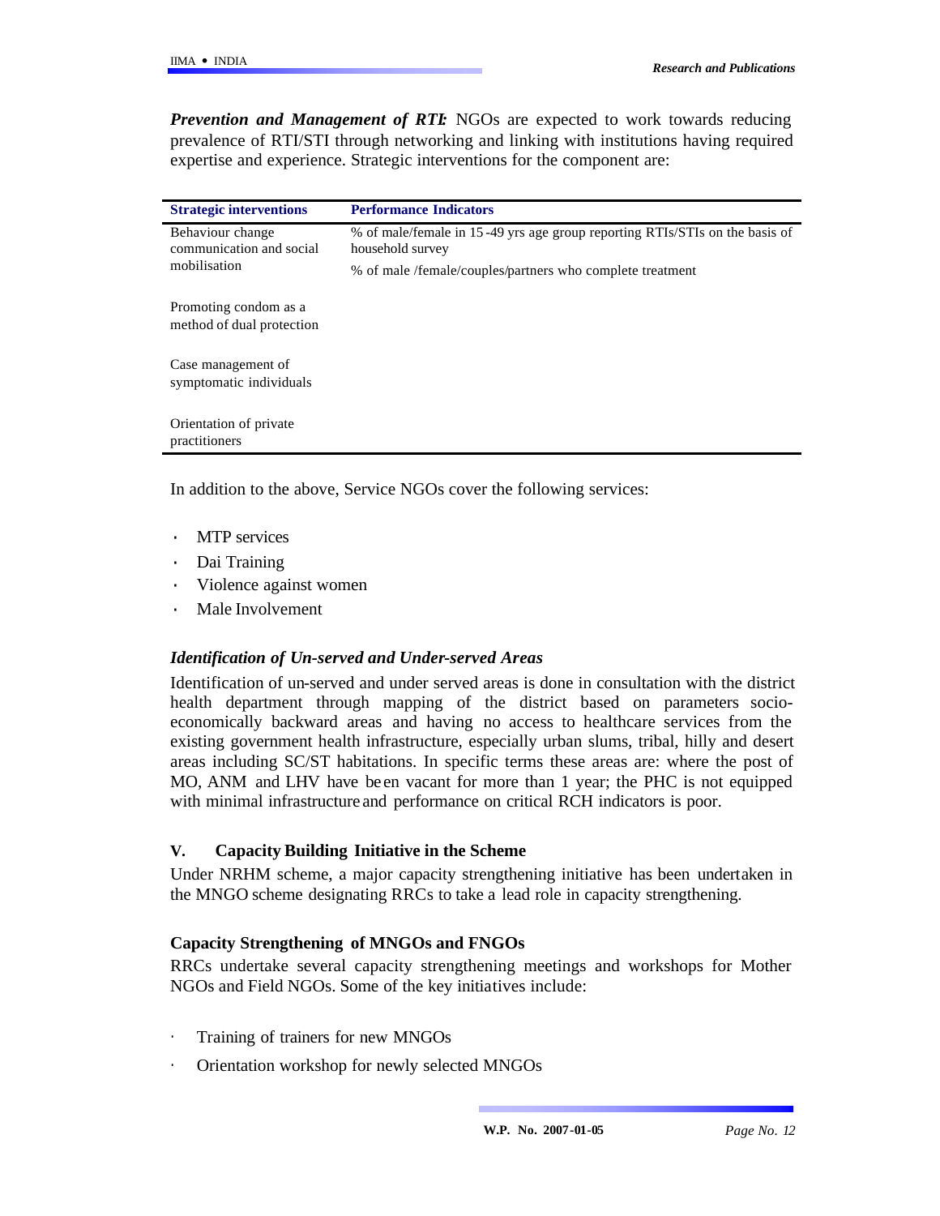***Prevention and Management of RTI:*** NGOs are expected to work towards reducing prevalence of RTI/STI through networking and linking with institutions having required expertise and experience. Strategic interventions for the component are:

| Strategic interventions | Performance Indicators |
|---|---|
| Behaviour change communication and social mobilisation | % of male/female in 15-49 yrs age group reporting RTIs/STIs on the basis of household survey<br>% of male /female/couples/partners who complete treatment |
| Promoting condom as a method of dual protection | |
| Case management of symptomatic individuals | |
| Orientation of private practitioners | |

In addition to the above, Service NGOs cover the following services:

- MTP services
- Dai Training
- Violence against women
- Male Involvement

### *Identification of Un-served and Under-served Areas*

Identification of un-served and under served areas is done in consultation with the district health department through mapping of the district based on parameters socio-economically backward areas and having no access to healthcare services from the existing government health infrastructure, especially urban slums, tribal, hilly and desert areas including SC/ST habitations. In specific terms these areas are: where the post of MO, ANM and LHV have been vacant for more than 1 year; the PHC is not equipped with minimal infrastructure and performance on critical RCH indicators is poor.

## V. Capacity Building Initiative in the Scheme

Under NRHM scheme, a major capacity strengthening initiative has been undertaken in the MNGO scheme designating RRCs to take a lead role in capacity strengthening.

### Capacity Strengthening of MNGOs and FNGOs

RRCs undertake several capacity strengthening meetings and workshops for Mother NGOs and Field NGOs. Some of the key initiatives include:

- Training of trainers for new MNGOs
- Orientation workshop for newly selected MNGOs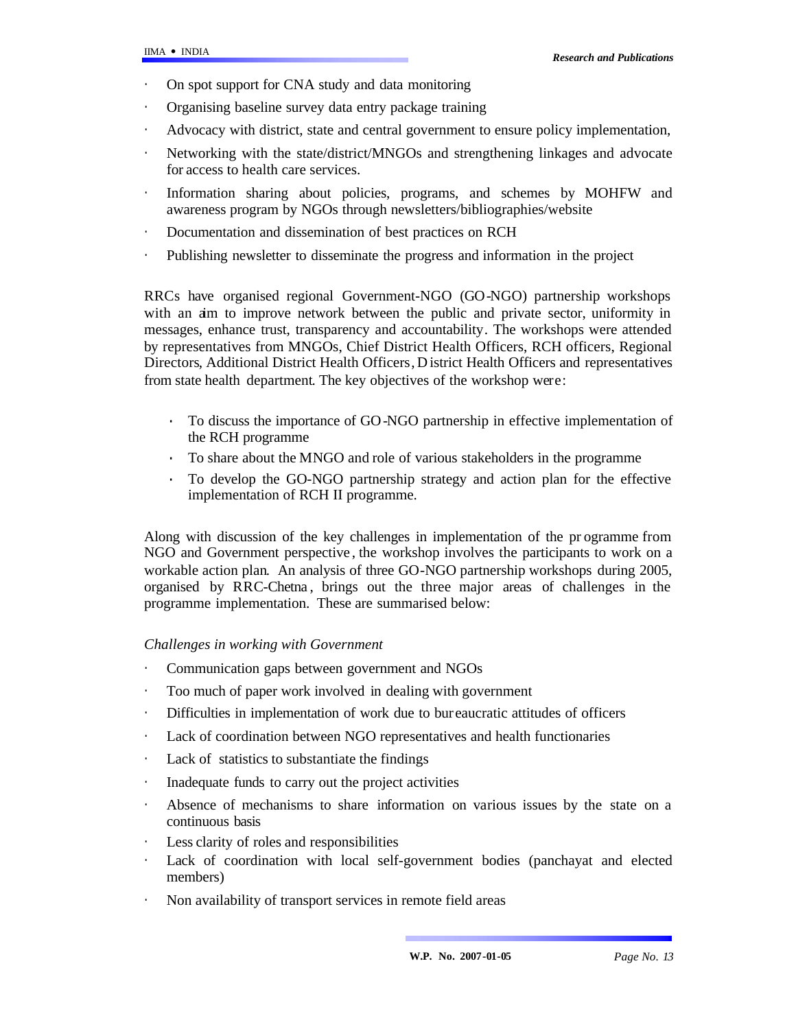- On spot support for CNA study and data monitoring
- Organising baseline survey data entry package training
- Advocacy with district, state and central government to ensure policy implementation,
- Networking with the state/district/MNGOs and strengthening linkages and advocate for access to health care services.
- Information sharing about policies, programs, and schemes by MOHFW and awareness program by NGOs through newsletters/bibliographies/website
- Documentation and dissemination of best practices on RCH
- Publishing newsletter to disseminate the progress and information in the project

RRCs have organised regional Government-NGO (GO-NGO) partnership workshops with an aim to improve network between the public and private sector, uniformity in messages, enhance trust, transparency and accountability. The workshops were attended by representatives from MNGOs, Chief District Health Officers, RCH officers, Regional Directors, Additional District Health Officers, District Health Officers and representatives from state health department. The key objectives of the workshop were:

- To discuss the importance of GO-NGO partnership in effective implementation of the RCH programme
- To share about the MNGO and role of various stakeholders in the programme
- To develop the GO-NGO partnership strategy and action plan for the effective implementation of RCH II programme.

Along with discussion of the key challenges in implementation of the programme from NGO and Government perspective, the workshop involves the participants to work on a workable action plan. An analysis of three GO-NGO partnership workshops during 2005, organised by RRC-Chetna, brings out the three major areas of challenges in the programme implementation. These are summarised below:

*Challenges in working with Government*

- Communication gaps between government and NGOs
- Too much of paper work involved in dealing with government
- Difficulties in implementation of work due to bureaucratic attitudes of officers
- Lack of coordination between NGO representatives and health functionaries
- Lack of statistics to substantiate the findings
- Inadequate funds to carry out the project activities
- Absence of mechanisms to share information on various issues by the state on a continuous basis
- Less clarity of roles and responsibilities
- Lack of coordination with local self-government bodies (panchayat and elected members)
- Non availability of transport services in remote field areas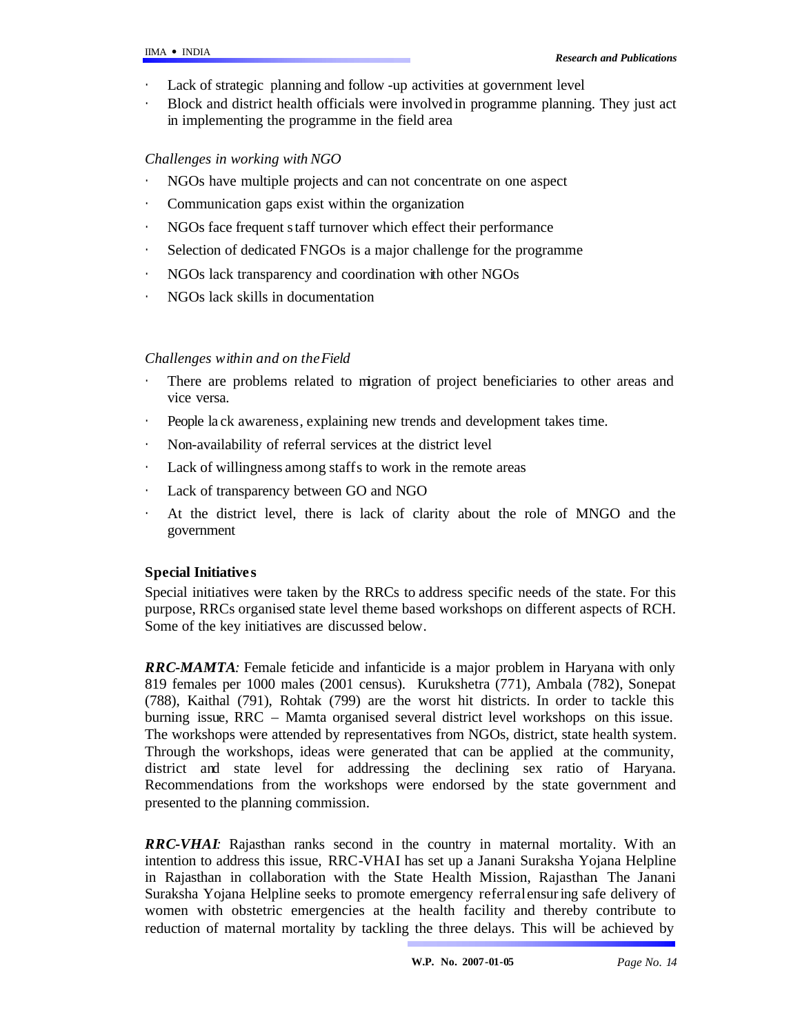- Lack of strategic planning and follow -up activities at government level
- Block and district health officials were involved in programme planning. They just act in implementing the programme in the field area

*Challenges in working with NGO*

- NGOs have multiple projects and can not concentrate on one aspect
- Communication gaps exist within the organization
- NGOs face frequent staff turnover which effect their performance
- Selection of dedicated FNGOs is a major challenge for the programme
- NGOs lack transparency and coordination with other NGOs
- NGOs lack skills in documentation

*Challenges within and on the Field*

- There are problems related to migration of project beneficiaries to other areas and vice versa.
- People lack awareness, explaining new trends and development takes time.
- Non-availability of referral services at the district level
- Lack of willingness among staffs to work in the remote areas
- Lack of transparency between GO and NGO
- At the district level, there is lack of clarity about the role of MNGO and the government

**Special Initiatives**

Special initiatives were taken by the RRCs to address specific needs of the state. For this purpose, RRCs organised state level theme based workshops on different aspects of RCH. Some of the key initiatives are discussed below.

***RRC-MAMTA**:* Female feticide and infanticide is a major problem in Haryana with only 819 females per 1000 males (2001 census). Kurukshetra (771), Ambala (782), Sonepat (788), Kaithal (791), Rohtak (799) are the worst hit districts. In order to tackle this burning issue, RRC – Mamta organised several district level workshops on this issue. The workshops were attended by representatives from NGOs, district, state health system. Through the workshops, ideas were generated that can be applied at the community, district and state level for addressing the declining sex ratio of Haryana. Recommendations from the workshops were endorsed by the state government and presented to the planning commission.

***RRC-VHAI**:* Rajasthan ranks second in the country in maternal mortality. With an intention to address this issue, RRC-VHAI has set up a Janani Suraksha Yojana Helpline in Rajasthan in collaboration with the State Health Mission, Rajasthan. The Janani Suraksha Yojana Helpline seeks to promote emergency referral ensuring safe delivery of women with obstetric emergencies at the health facility and thereby contribute to reduction of maternal mortality by tackling the three delays. This will be achieved by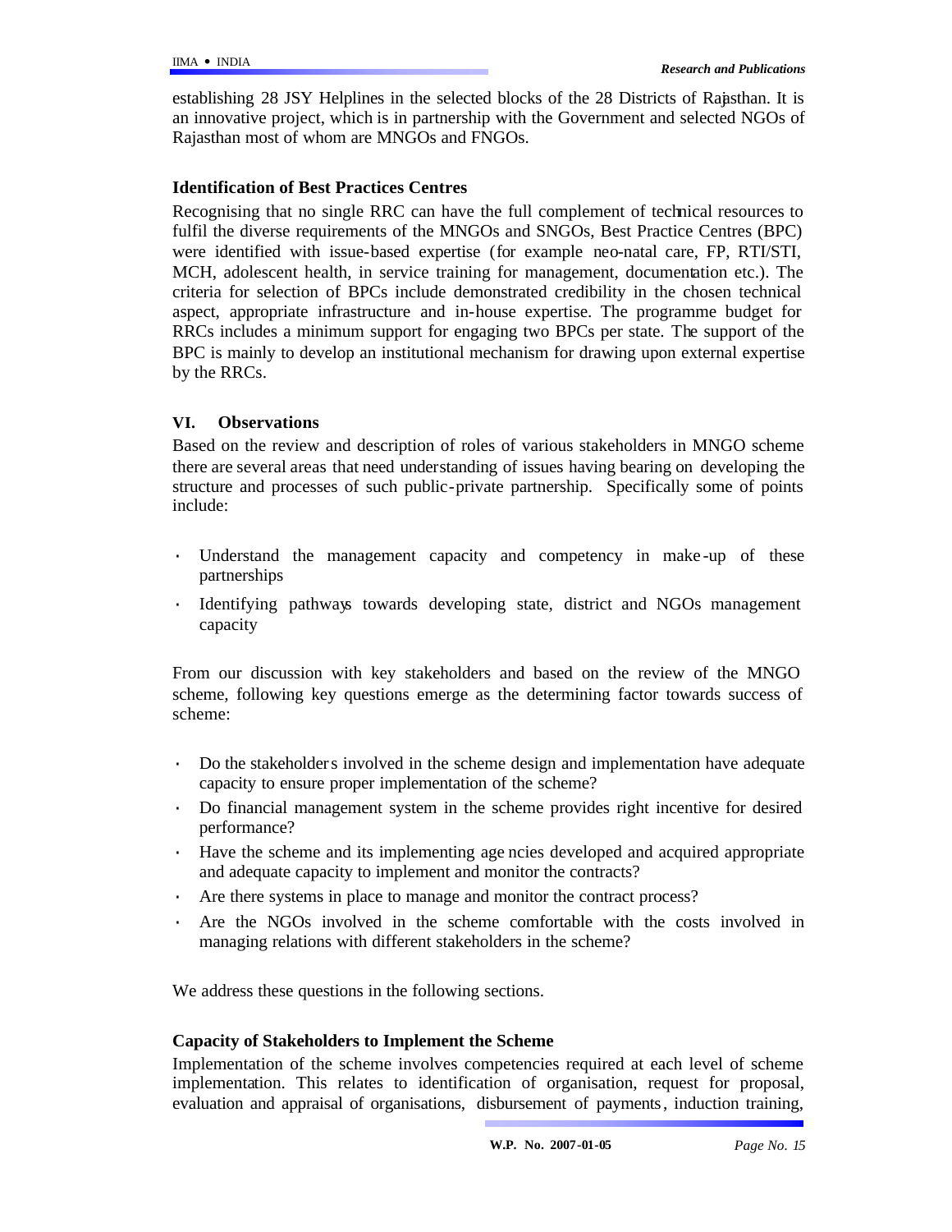establishing 28 JSY Helplines in the selected blocks of the 28 Districts of Rajasthan. It is an innovative project, which is in partnership with the Government and selected NGOs of Rajasthan most of whom are MNGOs and FNGOs.

**Identification of Best Practices Centres**

Recognising that no single RRC can have the full complement of technical resources to fulfil the diverse requirements of the MNGOs and SNGOs, Best Practice Centres (BPC) were identified with issue-based expertise (for example neo-natal care, FP, RTI/STI, MCH, adolescent health, in service training for management, documentation etc.). The criteria for selection of BPCs include demonstrated credibility in the chosen technical aspect, appropriate infrastructure and in-house expertise. The programme budget for RRCs includes a minimum support for engaging two BPCs per state. The support of the BPC is mainly to develop an institutional mechanism for drawing upon external expertise by the RRCs.

## VI. Observations

Based on the review and description of roles of various stakeholders in MNGO scheme there are several areas that need understanding of issues having bearing on developing the structure and processes of such public-private partnership. Specifically some of points include:

- Understand the management capacity and competency in make-up of these partnerships
- Identifying pathways towards developing state, district and NGOs management capacity

From our discussion with key stakeholders and based on the review of the MNGO scheme, following key questions emerge as the determining factor towards success of scheme:

- Do the stakeholders involved in the scheme design and implementation have adequate capacity to ensure proper implementation of the scheme?
- Do financial management system in the scheme provides right incentive for desired performance?
- Have the scheme and its implementing agencies developed and acquired appropriate and adequate capacity to implement and monitor the contracts?
- Are there systems in place to manage and monitor the contract process?
- Are the NGOs involved in the scheme comfortable with the costs involved in managing relations with different stakeholders in the scheme?

We address these questions in the following sections.

**Capacity of Stakeholders to Implement the Scheme**

Implementation of the scheme involves competencies required at each level of scheme implementation. This relates to identification of organisation, request for proposal, evaluation and appraisal of organisations, disbursement of payments, induction training,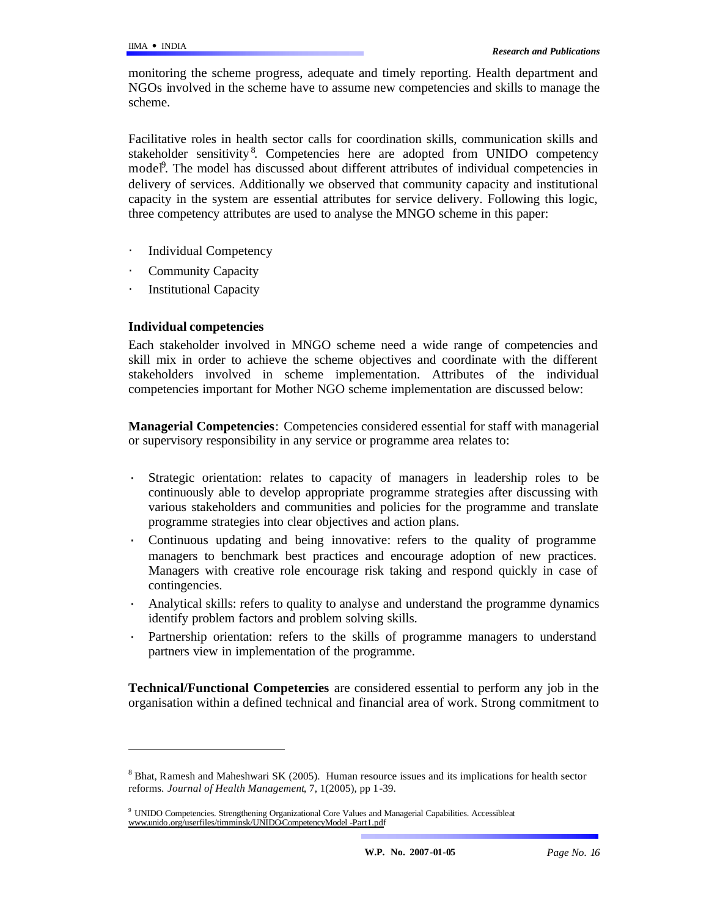monitoring the scheme progress, adequate and timely reporting. Health department and NGOs involved in the scheme have to assume new competencies and skills to manage the scheme.

Facilitative roles in health sector calls for coordination skills, communication skills and stakeholder sensitivity[8]. Competencies here are adopted from UNIDO competency model[9]. The model has discussed about different attributes of individual competencies in delivery of services. Additionally we observed that community capacity and institutional capacity in the system are essential attributes for service delivery. Following this logic, three competency attributes are used to analyse the MNGO scheme in this paper:

- Individual Competency
- Community Capacity
- Institutional Capacity

**Individual competencies**

Each stakeholder involved in MNGO scheme need a wide range of competencies and skill mix in order to achieve the scheme objectives and coordinate with the different stakeholders involved in scheme implementation. Attributes of the individual competencies important for Mother NGO scheme implementation are discussed below:

**Managerial Competencies**: Competencies considered essential for staff with managerial or supervisory responsibility in any service or programme area relates to:

- Strategic orientation: relates to capacity of managers in leadership roles to be continuously able to develop appropriate programme strategies after discussing with various stakeholders and communities and policies for the programme and translate programme strategies into clear objectives and action plans.
- Continuous updating and being innovative: refers to the quality of programme managers to benchmark best practices and encourage adoption of new practices. Managers with creative role encourage risk taking and respond quickly in case of contingencies.
- Analytical skills: refers to quality to analyse and understand the programme dynamics identify problem factors and problem solving skills.
- Partnership orientation: refers to the skills of programme managers to understand partners view in implementation of the programme.

**Technical/Functional Competencies** are considered essential to perform any job in the organisation within a defined technical and financial area of work. Strong commitment to

---

[8] Bhat, Ramesh and Maheshwari SK (2005). Human resource issues and its implications for health sector reforms. *Journal of Health Management*, 7, 1(2005), pp 1-39.

[9] UNIDO Competencies. Strengthening Organizational Core Values and Managerial Capabilities. Accessible at www.unido.org/userfiles/timminsk/UNIDO-CompetencyModel -Part1.pdf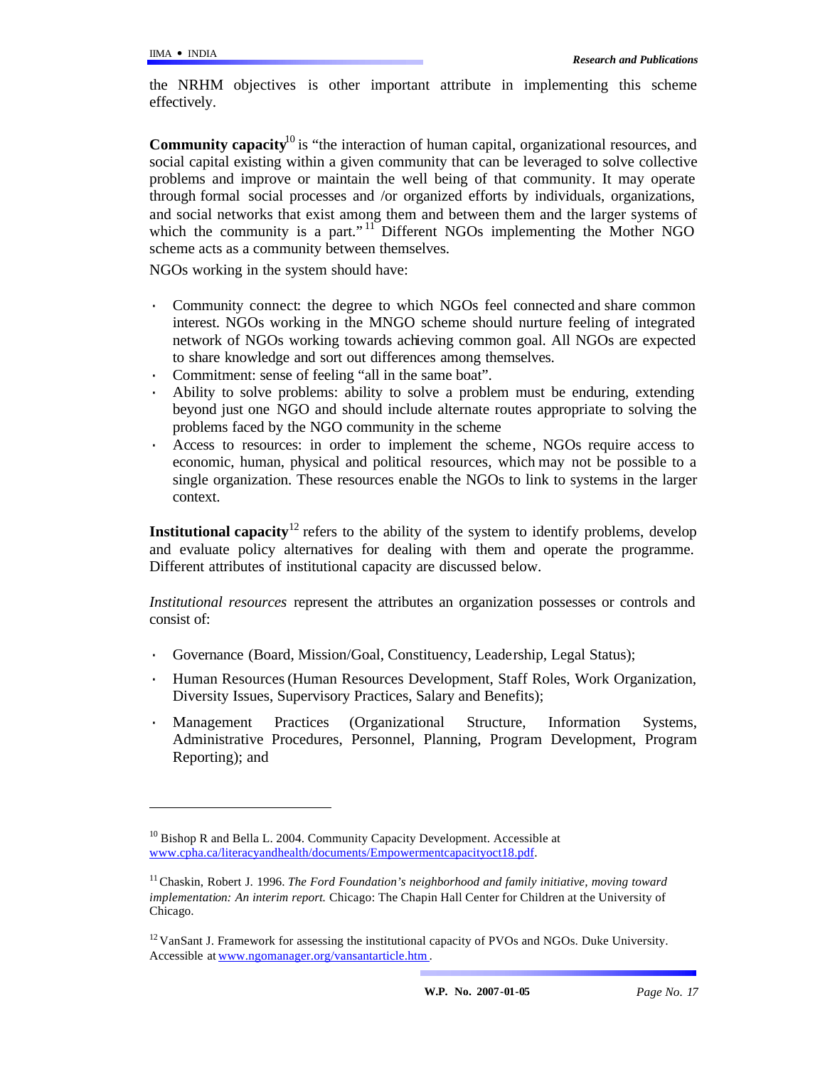the NRHM objectives is other important attribute in implementing this scheme effectively.

**Community capacity**[10] is "the interaction of human capital, organizational resources, and social capital existing within a given community that can be leveraged to solve collective problems and improve or maintain the well being of that community. It may operate through formal social processes and /or organized efforts by individuals, organizations, and social networks that exist among them and between them and the larger systems of which the community is a part."[11] Different NGOs implementing the Mother NGO scheme acts as a community between themselves.

NGOs working in the system should have:

- Community connect: the degree to which NGOs feel connected and share common interest. NGOs working in the MNGO scheme should nurture feeling of integrated network of NGOs working towards achieving common goal. All NGOs are expected to share knowledge and sort out differences among themselves.
- Commitment: sense of feeling "all in the same boat".
- Ability to solve problems: ability to solve a problem must be enduring, extending beyond just one NGO and should include alternate routes appropriate to solving the problems faced by the NGO community in the scheme
- Access to resources: in order to implement the scheme, NGOs require access to economic, human, physical and political resources, which may not be possible to a single organization. These resources enable the NGOs to link to systems in the larger context.

**Institutional capacity**[12] refers to the ability of the system to identify problems, develop and evaluate policy alternatives for dealing with them and operate the programme. Different attributes of institutional capacity are discussed below.

*Institutional resources* represent the attributes an organization possesses or controls and consist of:

- Governance (Board, Mission/Goal, Constituency, Leadership, Legal Status);
- Human Resources (Human Resources Development, Staff Roles, Work Organization, Diversity Issues, Supervisory Practices, Salary and Benefits);
- Management Practices (Organizational Structure, Information Systems, Administrative Procedures, Personnel, Planning, Program Development, Program Reporting); and

---

[10] Bishop R and Bella L. 2004. Community Capacity Development. Accessible at www.cpha.ca/literacyandhealth/documents/Empowermentcapacityoct18.pdf.

[11] Chaskin, Robert J. 1996. *The Ford Foundation's neighborhood and family initiative, moving toward implementation: An interim report.* Chicago: The Chapin Hall Center for Children at the University of Chicago.

[12] VanSant J. Framework for assessing the institutional capacity of PVOs and NGOs. Duke University. Accessible at www.ngomanager.org/vansantarticle.htm.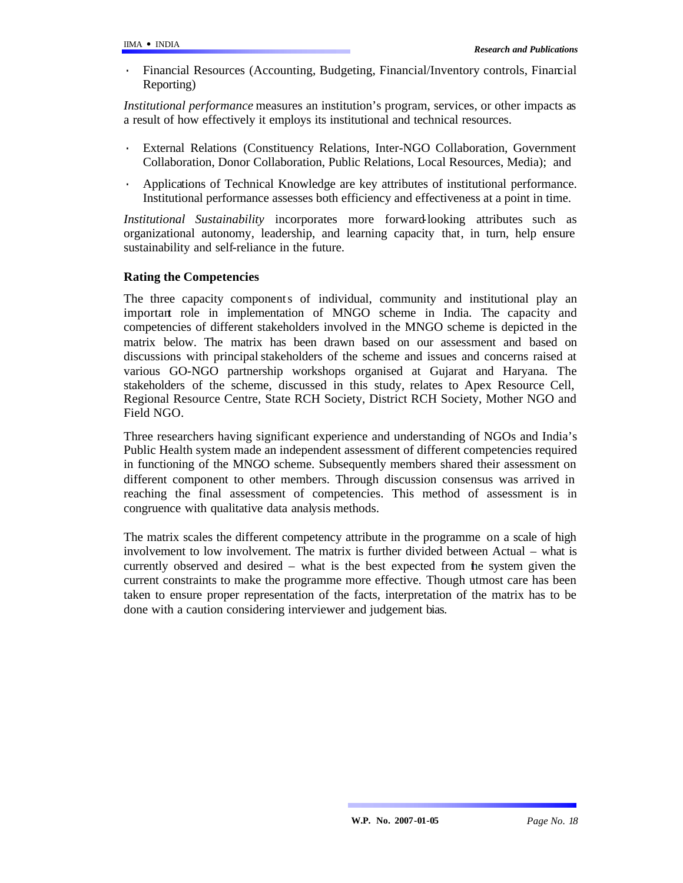- Financial Resources (Accounting, Budgeting, Financial/Inventory controls, Financial Reporting)

*Institutional performance* measures an institution's program, services, or other impacts as a result of how effectively it employs its institutional and technical resources.

- External Relations (Constituency Relations, Inter-NGO Collaboration, Government Collaboration, Donor Collaboration, Public Relations, Local Resources, Media); and
- Applications of Technical Knowledge are key attributes of institutional performance. Institutional performance assesses both efficiency and effectiveness at a point in time.

*Institutional Sustainability* incorporates more forward-looking attributes such as organizational autonomy, leadership, and learning capacity that, in turn, help ensure sustainability and self-reliance in the future.

**Rating the Competencies**

The three capacity components of individual, community and institutional play an important role in implementation of MNGO scheme in India. The capacity and competencies of different stakeholders involved in the MNGO scheme is depicted in the matrix below. The matrix has been drawn based on our assessment and based on discussions with principal stakeholders of the scheme and issues and concerns raised at various GO-NGO partnership workshops organised at Gujarat and Haryana. The stakeholders of the scheme, discussed in this study, relates to Apex Resource Cell, Regional Resource Centre, State RCH Society, District RCH Society, Mother NGO and Field NGO.

Three researchers having significant experience and understanding of NGOs and India's Public Health system made an independent assessment of different competencies required in functioning of the MNGO scheme. Subsequently members shared their assessment on different component to other members. Through discussion consensus was arrived in reaching the final assessment of competencies. This method of assessment is in congruence with qualitative data analysis methods.

The matrix scales the different competency attribute in the programme on a scale of high involvement to low involvement. The matrix is further divided between Actual – what is currently observed and desired – what is the best expected from the system given the current constraints to make the programme more effective. Though utmost care has been taken to ensure proper representation of the facts, interpretation of the matrix has to be done with a caution considering interviewer and judgement bias.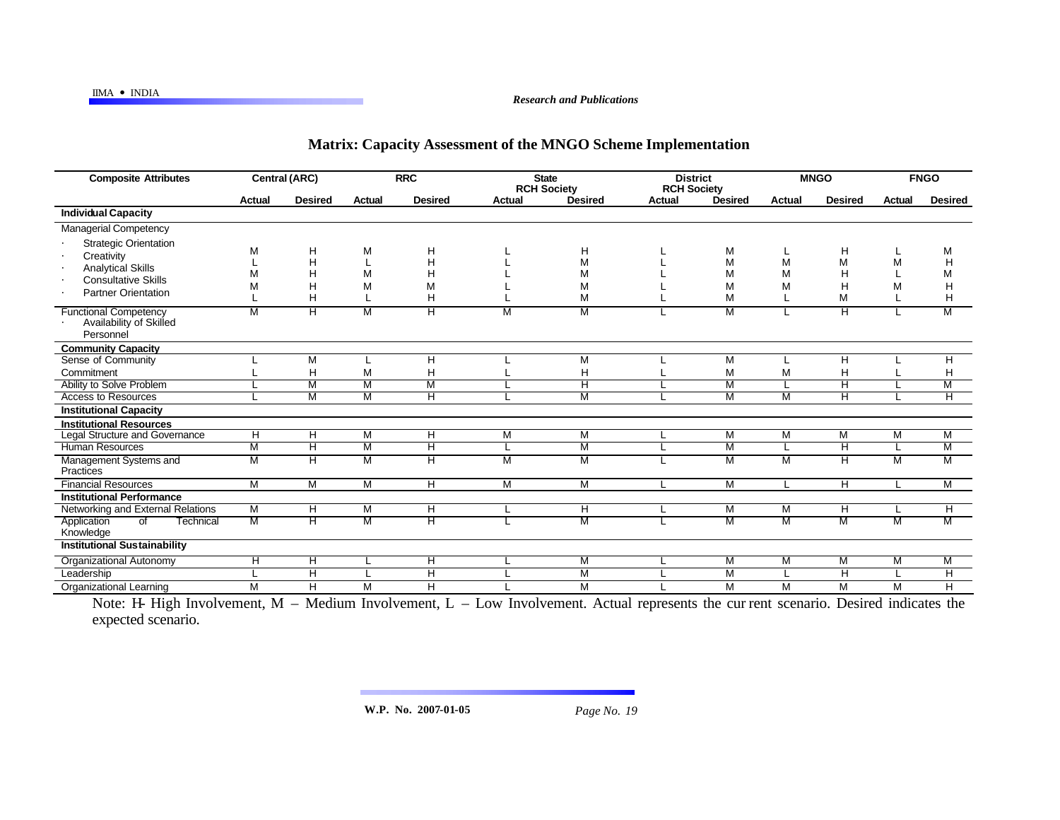## Matrix: Capacity Assessment of the MNGO Scheme Implementation

| Composite Attributes | Central (ARC) | | RRC | | State RCH Society | | District RCH Society | | MNGO | | FNGO | |
|---|---|---|---|---|---|---|---|---|---|---|---|---|
| | Actual | Desired | Actual | Desired | Actual | Desired | Actual | Desired | Actual | Desired | Actual | Desired |
| **Individual Capacity** | | | | | | | | | | | | |
| Managerial Competency | | | | | | | | | | | | |
| · Strategic Orientation | M | H | M | H | L | H | L | M | L | H | L | M |
| · Creativity | L | H | L | H | L | M | L | M | M | M | M | H |
| · Analytical Skills | M | H | M | H | L | M | L | M | M | H | L | M |
| · Consultative Skills | M | H | M | M | L | M | L | M | M | H | M | H |
| · Partner Orientation | L | H | L | H | L | M | L | M | L | M | L | H |
| Functional Competency · Availability of Skilled Personnel | M | H | M | H | M | M | L | M | L | H | L | M |
| **Community Capacity** | | | | | | | | | | | | |
| Sense of Community | L | M | L | H | L | M | L | M | L | H | L | H |
| Commitment | L | H | M | H | L | H | L | M | M | H | L | H |
| Ability to Solve Problem | L | M | M | M | L | H | L | M | L | H | L | M |
| Access to Resources | L | M | M | H | L | M | L | M | M | H | L | H |
| **Institutional Capacity** | | | | | | | | | | | | |
| **Institutional Resources** | | | | | | | | | | | | |
| Legal Structure and Governance | H | H | M | H | M | M | L | M | M | M | M | M |
| Human Resources | M | H | M | H | L | M | L | M | L | H | L | M |
| Management Systems and Practices | M | H | M | H | M | M | L | M | M | H | M | M |
| Financial Resources | M | M | M | H | M | M | L | M | L | H | L | M |
| **Institutional Performance** | | | | | | | | | | | | |
| Networking and External Relations | M | H | M | H | L | H | L | M | M | H | L | H |
| Application of Technical Knowledge | M | H | M | H | L | M | L | M | M | M | M | M |
| **Institutional Sustainability** | | | | | | | | | | | | |
| Organizational Autonomy | H | H | L | H | L | M | L | M | M | M | M | M |
| Leadership | L | H | L | H | L | M | L | M | L | H | L | H |
| Organizational Learning | M | H | M | H | L | M | L | M | M | M | M | H |

Note: H- High Involvement, M – Medium Involvement, L – Low Involvement. Actual represents the current scenario. Desired indicates the expected scenario.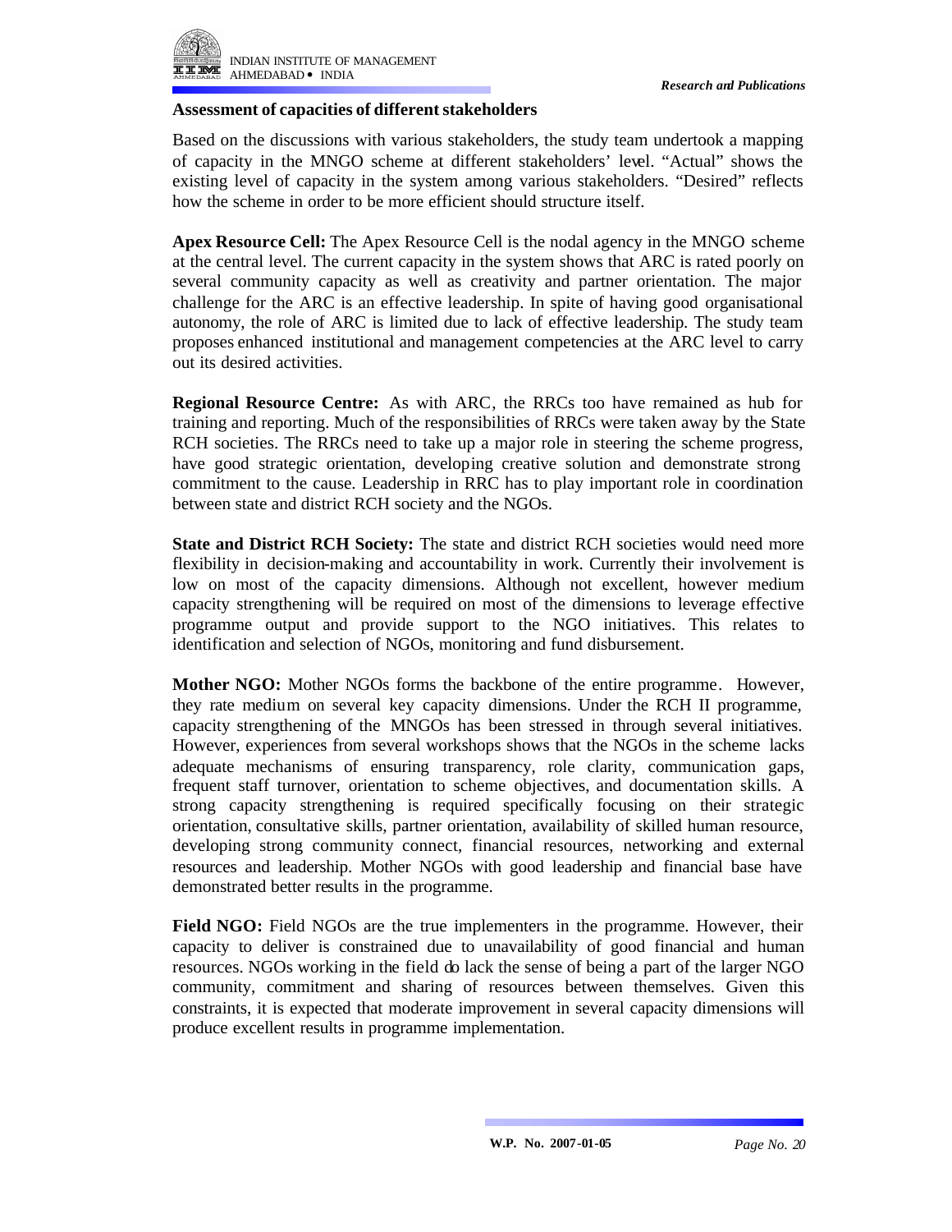### Assessment of capacities of different stakeholders

Based on the discussions with various stakeholders, the study team undertook a mapping of capacity in the MNGO scheme at different stakeholders' level. "Actual" shows the existing level of capacity in the system among various stakeholders. "Desired" reflects how the scheme in order to be more efficient should structure itself.

**Apex Resource Cell:** The Apex Resource Cell is the nodal agency in the MNGO scheme at the central level. The current capacity in the system shows that ARC is rated poorly on several community capacity as well as creativity and partner orientation. The major challenge for the ARC is an effective leadership. In spite of having good organisational autonomy, the role of ARC is limited due to lack of effective leadership. The study team proposes enhanced institutional and management competencies at the ARC level to carry out its desired activities.

**Regional Resource Centre:** As with ARC, the RRCs too have remained as hub for training and reporting. Much of the responsibilities of RRCs were taken away by the State RCH societies. The RRCs need to take up a major role in steering the scheme progress, have good strategic orientation, developing creative solution and demonstrate strong commitment to the cause. Leadership in RRC has to play important role in coordination between state and district RCH society and the NGOs.

**State and District RCH Society:** The state and district RCH societies would need more flexibility in decision-making and accountability in work. Currently their involvement is low on most of the capacity dimensions. Although not excellent, however medium capacity strengthening will be required on most of the dimensions to leverage effective programme output and provide support to the NGO initiatives. This relates to identification and selection of NGOs, monitoring and fund disbursement.

**Mother NGO:** Mother NGOs forms the backbone of the entire programme. However, they rate medium on several key capacity dimensions. Under the RCH II programme, capacity strengthening of the MNGOs has been stressed in through several initiatives. However, experiences from several workshops shows that the NGOs in the scheme lacks adequate mechanisms of ensuring transparency, role clarity, communication gaps, frequent staff turnover, orientation to scheme objectives, and documentation skills. A strong capacity strengthening is required specifically focusing on their strategic orientation, consultative skills, partner orientation, availability of skilled human resource, developing strong community connect, financial resources, networking and external resources and leadership. Mother NGOs with good leadership and financial base have demonstrated better results in the programme.

**Field NGO:** Field NGOs are the true implementers in the programme. However, their capacity to deliver is constrained due to unavailability of good financial and human resources. NGOs working in the field do lack the sense of being a part of the larger NGO community, commitment and sharing of resources between themselves. Given this constraints, it is expected that moderate improvement in several capacity dimensions will produce excellent results in programme implementation.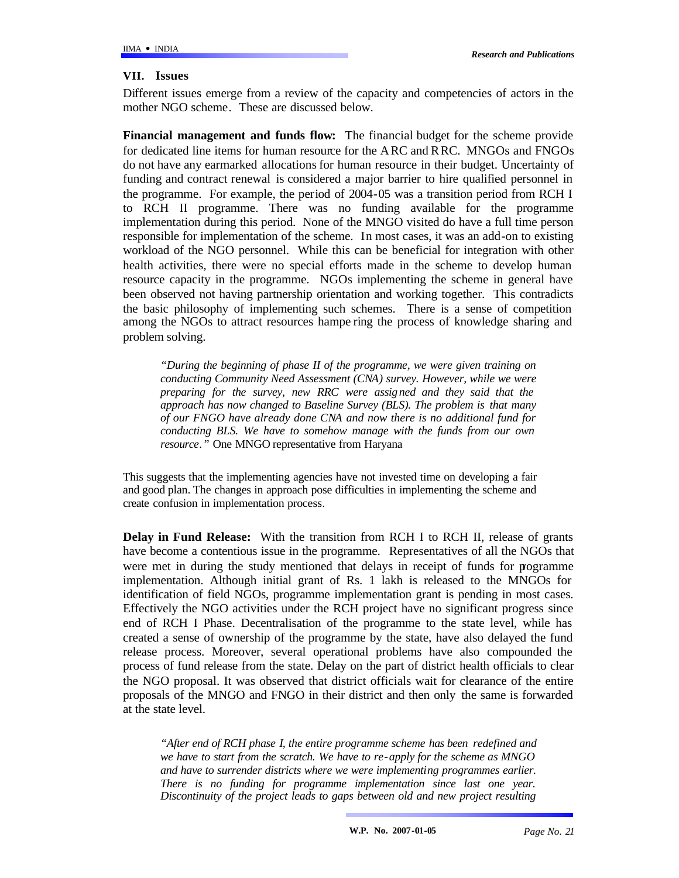## VII. Issues

Different issues emerge from a review of the capacity and competencies of actors in the mother NGO scheme. These are discussed below.

**Financial management and funds flow:** The financial budget for the scheme provide for dedicated line items for human resource for the ARC and RRC. MNGOs and FNGOs do not have any earmarked allocations for human resource in their budget. Uncertainty of funding and contract renewal is considered a major barrier to hire qualified personnel in the programme. For example, the period of 2004-05 was a transition period from RCH I to RCH II programme. There was no funding available for the programme implementation during this period. None of the MNGO visited do have a full time person responsible for implementation of the scheme. In most cases, it was an add-on to existing workload of the NGO personnel. While this can be beneficial for integration with other health activities, there were no special efforts made in the scheme to develop human resource capacity in the programme. NGOs implementing the scheme in general have been observed not having partnership orientation and working together. This contradicts the basic philosophy of implementing such schemes. There is a sense of competition among the NGOs to attract resources hampering the process of knowledge sharing and problem solving.

> *"During the beginning of phase II of the programme, we were given training on conducting Community Need Assessment (CNA) survey. However, while we were preparing for the survey, new RRC were assigned and they said that the approach has now changed to Baseline Survey (BLS). The problem is that many of our FNGO have already done CNA and now there is no additional fund for conducting BLS. We have to somehow manage with the funds from our own resource."* One MNGO representative from Haryana

This suggests that the implementing agencies have not invested time on developing a fair and good plan. The changes in approach pose difficulties in implementing the scheme and create confusion in implementation process.

**Delay in Fund Release:** With the transition from RCH I to RCH II, release of grants have become a contentious issue in the programme. Representatives of all the NGOs that were met in during the study mentioned that delays in receipt of funds for programme implementation. Although initial grant of Rs. 1 lakh is released to the MNGOs for identification of field NGOs, programme implementation grant is pending in most cases. Effectively the NGO activities under the RCH project have no significant progress since end of RCH I Phase. Decentralisation of the programme to the state level, while has created a sense of ownership of the programme by the state, have also delayed the fund release process. Moreover, several operational problems have also compounded the process of fund release from the state. Delay on the part of district health officials to clear the NGO proposal. It was observed that district officials wait for clearance of the entire proposals of the MNGO and FNGO in their district and then only the same is forwarded at the state level.

> *"After end of RCH phase I, the entire programme scheme has been redefined and we have to start from the scratch. We have to re-apply for the scheme as MNGO and have to surrender districts where we were implementing programmes earlier. There is no funding for programme implementation since last one year. Discontinuity of the project leads to gaps between old and new project resulting*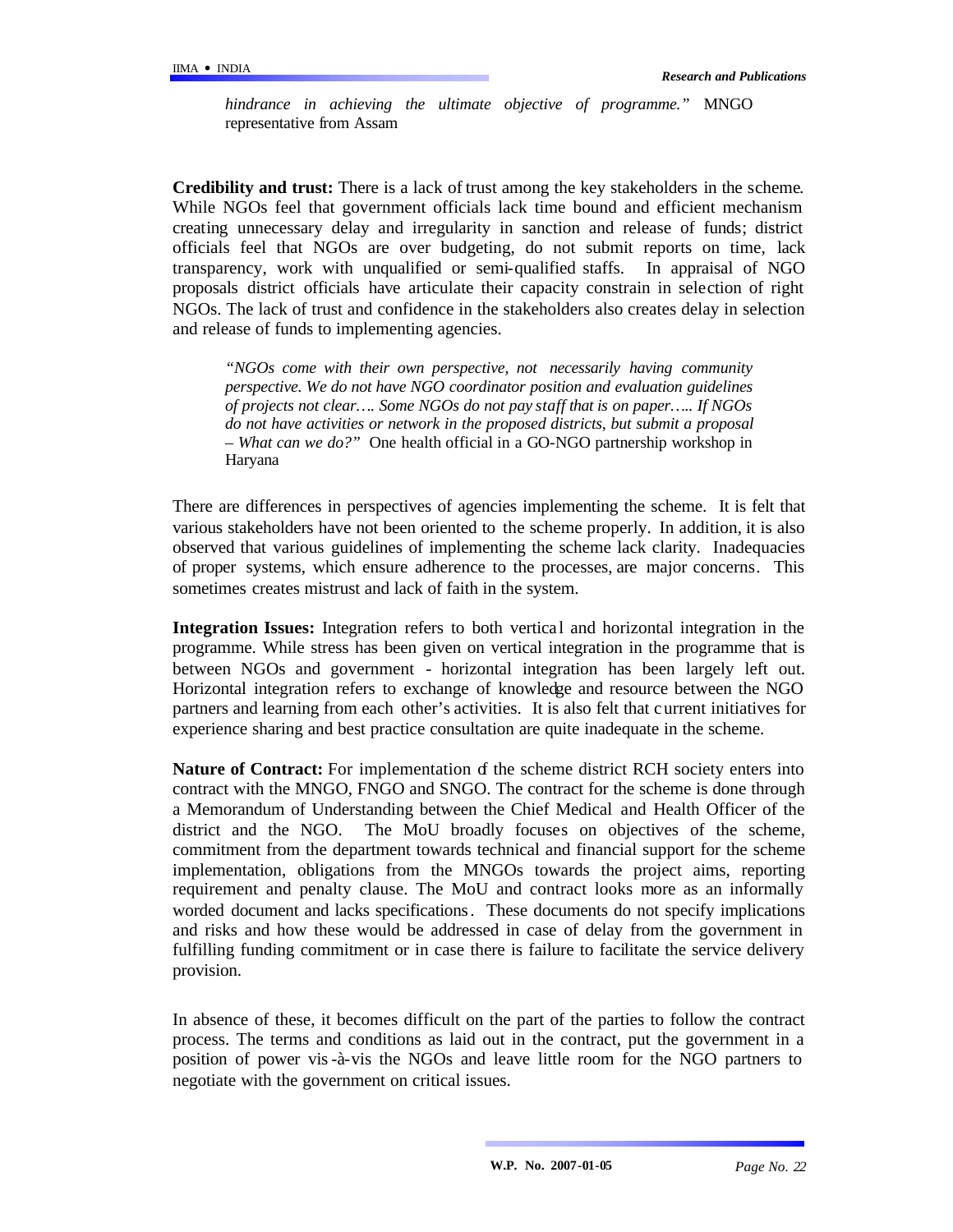*hindrance in achieving the ultimate objective of programme."* MNGO representative from Assam

**Credibility and trust:** There is a lack of trust among the key stakeholders in the scheme. While NGOs feel that government officials lack time bound and efficient mechanism creating unnecessary delay and irregularity in sanction and release of funds; district officials feel that NGOs are over budgeting, do not submit reports on time, lack transparency, work with unqualified or semi-qualified staffs. In appraisal of NGO proposals district officials have articulate their capacity constrain in selection of right NGOs. The lack of trust and confidence in the stakeholders also creates delay in selection and release of funds to implementing agencies.

> *"NGOs come with their own perspective, not necessarily having community perspective. We do not have NGO coordinator position and evaluation guidelines of projects not clear…. Some NGOs do not pay staff that is on paper….. If NGOs do not have activities or network in the proposed districts, but submit a proposal – What can we do?"* One health official in a GO-NGO partnership workshop in Haryana

There are differences in perspectives of agencies implementing the scheme. It is felt that various stakeholders have not been oriented to the scheme properly. In addition, it is also observed that various guidelines of implementing the scheme lack clarity. Inadequacies of proper systems, which ensure adherence to the processes, are major concerns. This sometimes creates mistrust and lack of faith in the system.

**Integration Issues:** Integration refers to both vertical and horizontal integration in the programme. While stress has been given on vertical integration in the programme that is between NGOs and government - horizontal integration has been largely left out. Horizontal integration refers to exchange of knowledge and resource between the NGO partners and learning from each other's activities. It is also felt that current initiatives for experience sharing and best practice consultation are quite inadequate in the scheme.

**Nature of Contract:** For implementation of the scheme district RCH society enters into contract with the MNGO, FNGO and SNGO. The contract for the scheme is done through a Memorandum of Understanding between the Chief Medical and Health Officer of the district and the NGO. The MoU broadly focuses on objectives of the scheme, commitment from the department towards technical and financial support for the scheme implementation, obligations from the MNGOs towards the project aims, reporting requirement and penalty clause. The MoU and contract looks more as an informally worded document and lacks specifications. These documents do not specify implications and risks and how these would be addressed in case of delay from the government in fulfilling funding commitment or in case there is failure to facilitate the service delivery provision.

In absence of these, it becomes difficult on the part of the parties to follow the contract process. The terms and conditions as laid out in the contract, put the government in a position of power vis-à-vis the NGOs and leave little room for the NGO partners to negotiate with the government on critical issues.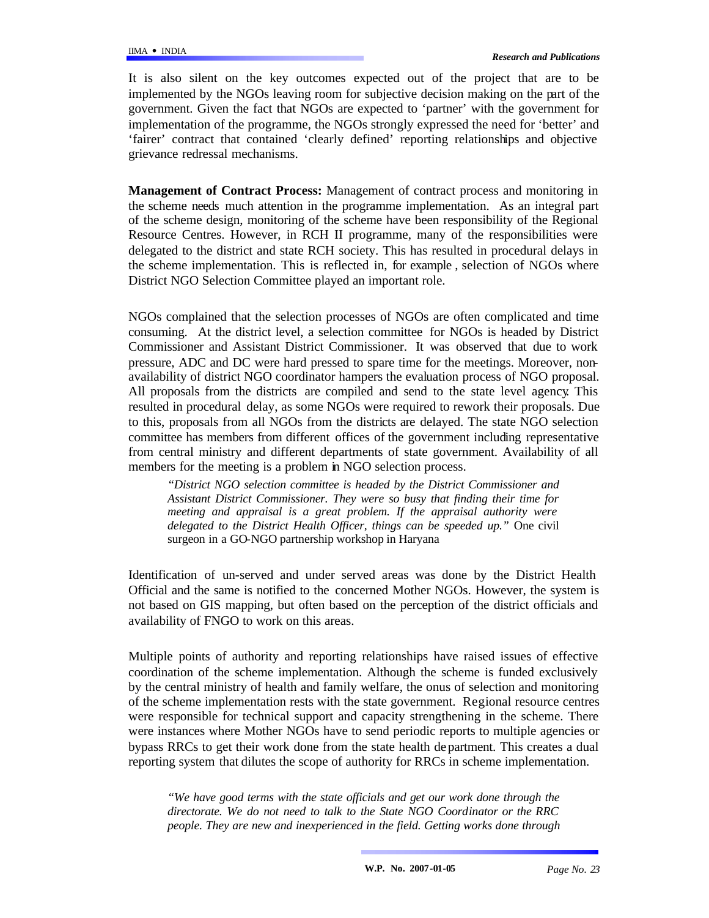It is also silent on the key outcomes expected out of the project that are to be implemented by the NGOs leaving room for subjective decision making on the part of the government. Given the fact that NGOs are expected to 'partner' with the government for implementation of the programme, the NGOs strongly expressed the need for 'better' and 'fairer' contract that contained 'clearly defined' reporting relationships and objective grievance redressal mechanisms.

**Management of Contract Process:** Management of contract process and monitoring in the scheme needs much attention in the programme implementation. As an integral part of the scheme design, monitoring of the scheme have been responsibility of the Regional Resource Centres. However, in RCH II programme, many of the responsibilities were delegated to the district and state RCH society. This has resulted in procedural delays in the scheme implementation. This is reflected in, for example , selection of NGOs where District NGO Selection Committee played an important role.

NGOs complained that the selection processes of NGOs are often complicated and time consuming. At the district level, a selection committee for NGOs is headed by District Commissioner and Assistant District Commissioner. It was observed that due to work pressure, ADC and DC were hard pressed to spare time for the meetings. Moreover, non-availability of district NGO coordinator hampers the evaluation process of NGO proposal. All proposals from the districts are compiled and send to the state level agency. This resulted in procedural delay, as some NGOs were required to rework their proposals. Due to this, proposals from all NGOs from the districts are delayed. The state NGO selection committee has members from different offices of the government including representative from central ministry and different departments of state government. Availability of all members for the meeting is a problem in NGO selection process.

> *"District NGO selection committee is headed by the District Commissioner and Assistant District Commissioner. They were so busy that finding their time for meeting and appraisal is a great problem. If the appraisal authority were delegated to the District Health Officer, things can be speeded up."* One civil surgeon in a GO-NGO partnership workshop in Haryana

Identification of un-served and under served areas was done by the District Health Official and the same is notified to the concerned Mother NGOs. However, the system is not based on GIS mapping, but often based on the perception of the district officials and availability of FNGO to work on this areas.

Multiple points of authority and reporting relationships have raised issues of effective coordination of the scheme implementation. Although the scheme is funded exclusively by the central ministry of health and family welfare, the onus of selection and monitoring of the scheme implementation rests with the state government. Regional resource centres were responsible for technical support and capacity strengthening in the scheme. There were instances where Mother NGOs have to send periodic reports to multiple agencies or bypass RRCs to get their work done from the state health department. This creates a dual reporting system that dilutes the scope of authority for RRCs in scheme implementation.

> *"We have good terms with the state officials and get our work done through the directorate. We do not need to talk to the State NGO Coordinator or the RRC people. They are new and inexperienced in the field. Getting works done through*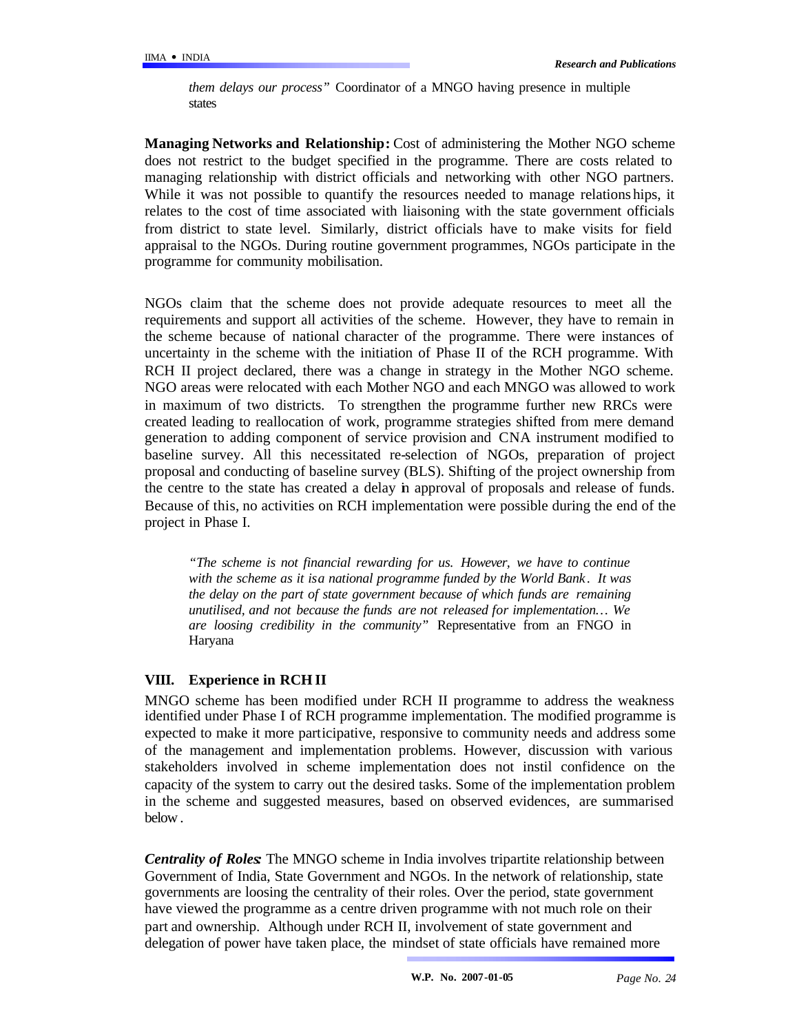*them delays our process"* Coordinator of a MNGO having presence in multiple states

**Managing Networks and Relationship:** Cost of administering the Mother NGO scheme does not restrict to the budget specified in the programme. There are costs related to managing relationship with district officials and networking with other NGO partners. While it was not possible to quantify the resources needed to manage relationships, it relates to the cost of time associated with liaisoning with the state government officials from district to state level. Similarly, district officials have to make visits for field appraisal to the NGOs. During routine government programmes, NGOs participate in the programme for community mobilisation.

NGOs claim that the scheme does not provide adequate resources to meet all the requirements and support all activities of the scheme. However, they have to remain in the scheme because of national character of the programme. There were instances of uncertainty in the scheme with the initiation of Phase II of the RCH programme. With RCH II project declared, there was a change in strategy in the Mother NGO scheme. NGO areas were relocated with each Mother NGO and each MNGO was allowed to work in maximum of two districts. To strengthen the programme further new RRCs were created leading to reallocation of work, programme strategies shifted from mere demand generation to adding component of service provision and CNA instrument modified to baseline survey. All this necessitated re-selection of NGOs, preparation of project proposal and conducting of baseline survey (BLS). Shifting of the project ownership from the centre to the state has created a delay in approval of proposals and release of funds. Because of this, no activities on RCH implementation were possible during the end of the project in Phase I.

> *"The scheme is not financial rewarding for us. However, we have to continue with the scheme as it is a national programme funded by the World Bank. It was the delay on the part of state government because of which funds are remaining unutilised, and not because the funds are not released for implementation… We are loosing credibility in the community"* Representative from an FNGO in Haryana

## VIII. Experience in RCH II

MNGO scheme has been modified under RCH II programme to address the weakness identified under Phase I of RCH programme implementation. The modified programme is expected to make it more participative, responsive to community needs and address some of the management and implementation problems. However, discussion with various stakeholders involved in scheme implementation does not instil confidence on the capacity of the system to carry out the desired tasks. Some of the implementation problem in the scheme and suggested measures, based on observed evidences, are summarised below.

***Centrality of Roles:*** The MNGO scheme in India involves tripartite relationship between Government of India, State Government and NGOs. In the network of relationship, state governments are loosing the centrality of their roles. Over the period, state government have viewed the programme as a centre driven programme with not much role on their part and ownership. Although under RCH II, involvement of state government and delegation of power have taken place, the mindset of state officials have remained more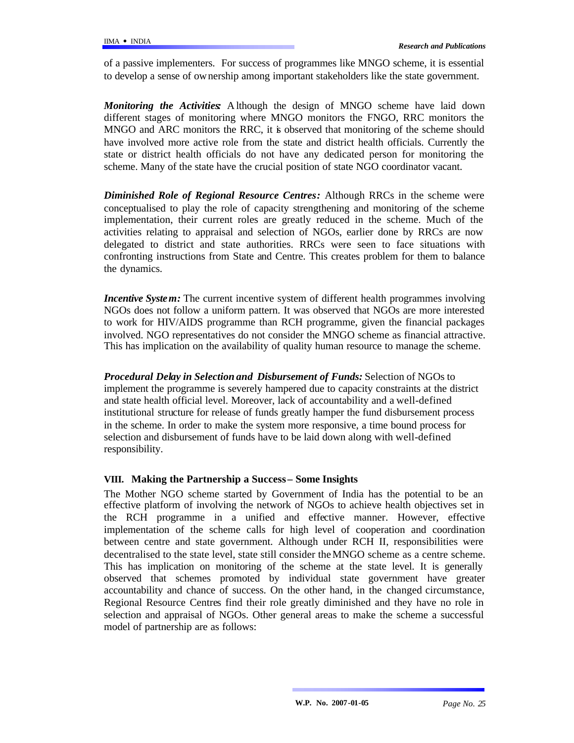of a passive implementers. For success of programmes like MNGO scheme, it is essential to develop a sense of ownership among important stakeholders like the state government.

***Monitoring the Activities:*** Although the design of MNGO scheme have laid down different stages of monitoring where MNGO monitors the FNGO, RRC monitors the MNGO and ARC monitors the RRC, it is observed that monitoring of the scheme should have involved more active role from the state and district health officials. Currently the state or district health officials do not have any dedicated person for monitoring the scheme. Many of the state have the crucial position of state NGO coordinator vacant.

***Diminished Role of Regional Resource Centres:*** Although RRCs in the scheme were conceptualised to play the role of capacity strengthening and monitoring of the scheme implementation, their current roles are greatly reduced in the scheme. Much of the activities relating to appraisal and selection of NGOs, earlier done by RRCs are now delegated to district and state authorities. RRCs were seen to face situations with confronting instructions from State and Centre. This creates problem for them to balance the dynamics.

***Incentive System:*** The current incentive system of different health programmes involving NGOs does not follow a uniform pattern. It was observed that NGOs are more interested to work for HIV/AIDS programme than RCH programme, given the financial packages involved. NGO representatives do not consider the MNGO scheme as financial attractive. This has implication on the availability of quality human resource to manage the scheme.

***Procedural Delay in Selection and Disbursement of Funds:*** Selection of NGOs to implement the programme is severely hampered due to capacity constraints at the district and state health official level. Moreover, lack of accountability and a well-defined institutional structure for release of funds greatly hamper the fund disbursement process in the scheme. In order to make the system more responsive, a time bound process for selection and disbursement of funds have to be laid down along with well-defined responsibility.

## VIII. Making the Partnership a Success – Some Insights

The Mother NGO scheme started by Government of India has the potential to be an effective platform of involving the network of NGOs to achieve health objectives set in the RCH programme in a unified and effective manner. However, effective implementation of the scheme calls for high level of cooperation and coordination between centre and state government. Although under RCH II, responsibilities were decentralised to the state level, state still consider the MNGO scheme as a centre scheme. This has implication on monitoring of the scheme at the state level. It is generally observed that schemes promoted by individual state government have greater accountability and chance of success. On the other hand, in the changed circumstance, Regional Resource Centres find their role greatly diminished and they have no role in selection and appraisal of NGOs. Other general areas to make the scheme a successful model of partnership are as follows: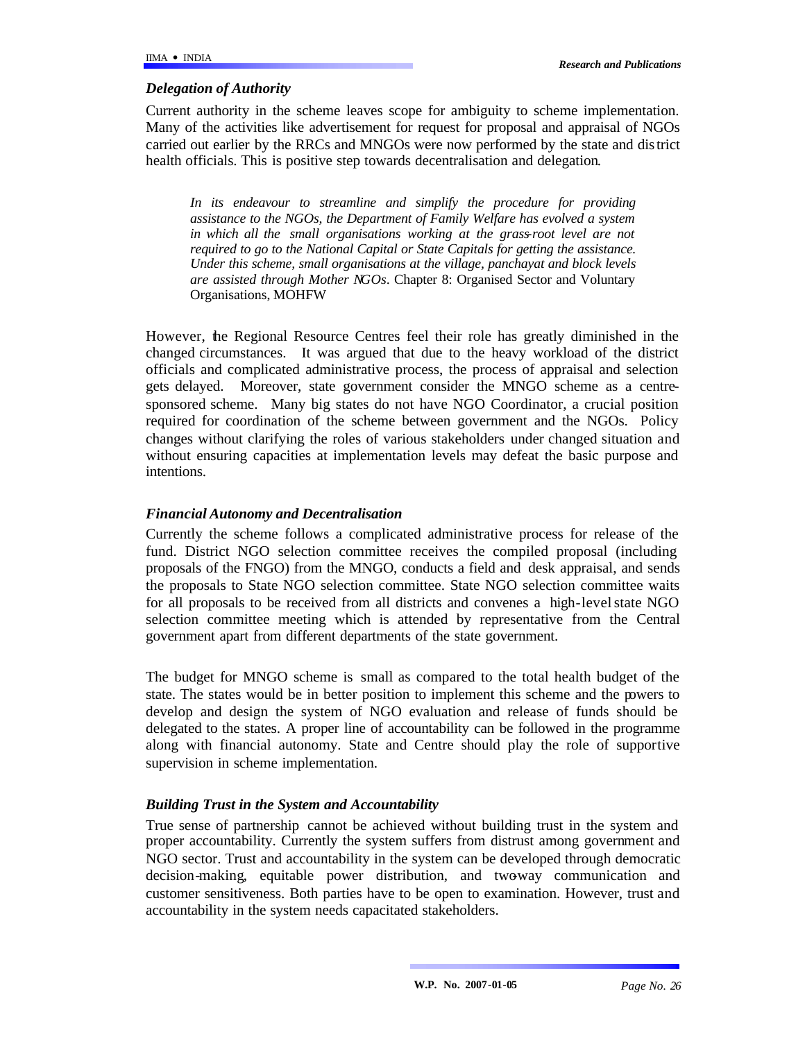### *Delegation of Authority*

Current authority in the scheme leaves scope for ambiguity to scheme implementation. Many of the activities like advertisement for request for proposal and appraisal of NGOs carried out earlier by the RRCs and MNGOs were now performed by the state and district health officials. This is positive step towards decentralisation and delegation.

> *In its endeavour to streamline and simplify the procedure for providing assistance to the NGOs, the Department of Family Welfare has evolved a system in which all the small organisations working at the grass-root level are not required to go to the National Capital or State Capitals for getting the assistance. Under this scheme, small organisations at the village, panchayat and block levels are assisted through Mother NGOs*. Chapter 8: Organised Sector and Voluntary Organisations, MOHFW

However, the Regional Resource Centres feel their role has greatly diminished in the changed circumstances. It was argued that due to the heavy workload of the district officials and complicated administrative process, the process of appraisal and selection gets delayed. Moreover, state government consider the MNGO scheme as a centre-sponsored scheme. Many big states do not have NGO Coordinator, a crucial position required for coordination of the scheme between government and the NGOs. Policy changes without clarifying the roles of various stakeholders under changed situation and without ensuring capacities at implementation levels may defeat the basic purpose and intentions.

### *Financial Autonomy and Decentralisation*

Currently the scheme follows a complicated administrative process for release of the fund. District NGO selection committee receives the compiled proposal (including proposals of the FNGO) from the MNGO, conducts a field and desk appraisal, and sends the proposals to State NGO selection committee. State NGO selection committee waits for all proposals to be received from all districts and convenes a high-level state NGO selection committee meeting which is attended by representative from the Central government apart from different departments of the state government.

The budget for MNGO scheme is small as compared to the total health budget of the state. The states would be in better position to implement this scheme and the powers to develop and design the system of NGO evaluation and release of funds should be delegated to the states. A proper line of accountability can be followed in the programme along with financial autonomy. State and Centre should play the role of supportive supervision in scheme implementation.

### *Building Trust in the System and Accountability*

True sense of partnership cannot be achieved without building trust in the system and proper accountability. Currently the system suffers from distrust among government and NGO sector. Trust and accountability in the system can be developed through democratic decision-making, equitable power distribution, and two-way communication and customer sensitiveness. Both parties have to be open to examination. However, trust and accountability in the system needs capacitated stakeholders.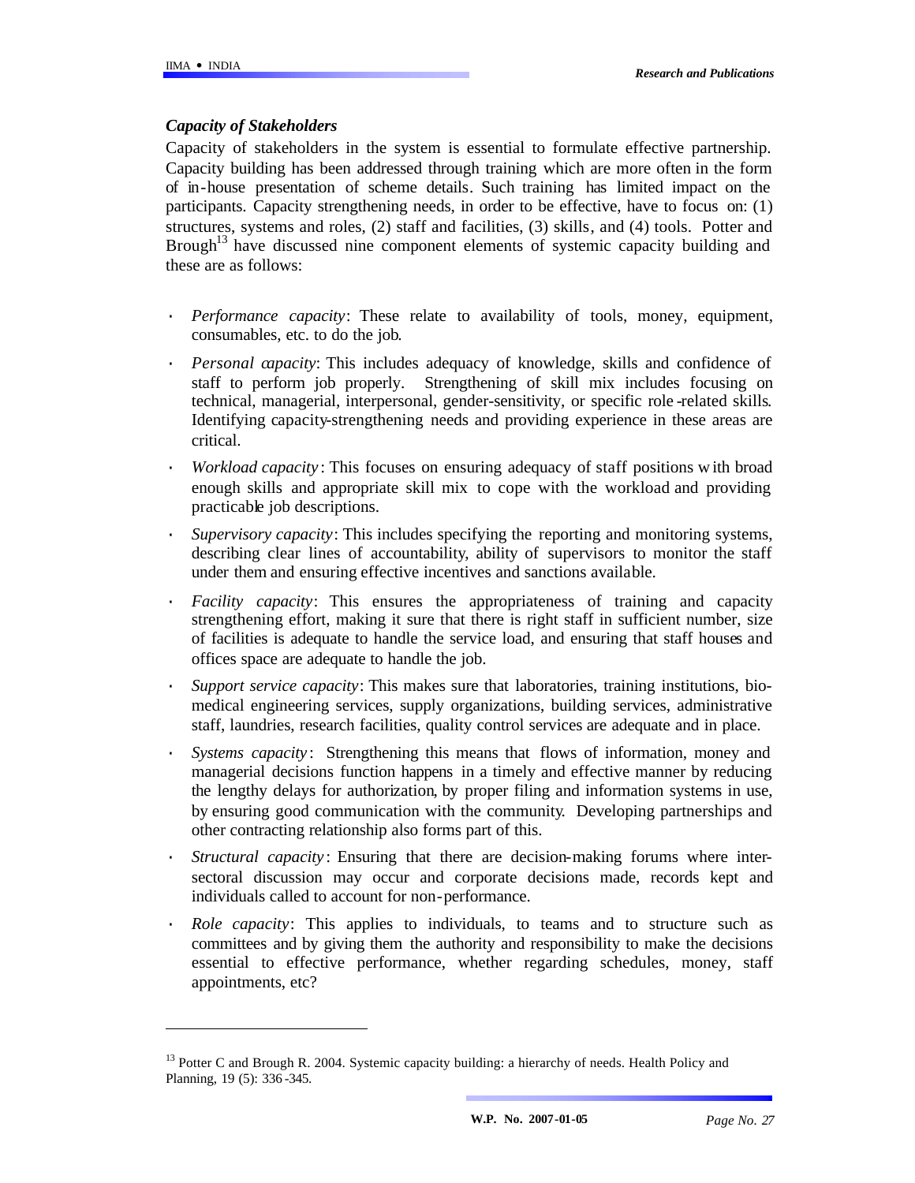*Capacity of Stakeholders*

Capacity of stakeholders in the system is essential to formulate effective partnership. Capacity building has been addressed through training which are more often in the form of in-house presentation of scheme details. Such training has limited impact on the participants. Capacity strengthening needs, in order to be effective, have to focus on: (1) structures, systems and roles, (2) staff and facilities, (3) skills, and (4) tools. Potter and Brough[13] have discussed nine component elements of systemic capacity building and these are as follows:

- *Performance capacity*: These relate to availability of tools, money, equipment, consumables, etc. to do the job.
- *Personal capacity*: This includes adequacy of knowledge, skills and confidence of staff to perform job properly. Strengthening of skill mix includes focusing on technical, managerial, interpersonal, gender-sensitivity, or specific role-related skills. Identifying capacity-strengthening needs and providing experience in these areas are critical.
- *Workload capacity*: This focuses on ensuring adequacy of staff positions with broad enough skills and appropriate skill mix to cope with the workload and providing practicable job descriptions.
- *Supervisory capacity*: This includes specifying the reporting and monitoring systems, describing clear lines of accountability, ability of supervisors to monitor the staff under them and ensuring effective incentives and sanctions available.
- *Facility capacity*: This ensures the appropriateness of training and capacity strengthening effort, making it sure that there is right staff in sufficient number, size of facilities is adequate to handle the service load, and ensuring that staff houses and offices space are adequate to handle the job.
- *Support service capacity*: This makes sure that laboratories, training institutions, bio-medical engineering services, supply organizations, building services, administrative staff, laundries, research facilities, quality control services are adequate and in place.
- *Systems capacity*: Strengthening this means that flows of information, money and managerial decisions function happens in a timely and effective manner by reducing the lengthy delays for authorization, by proper filing and information systems in use, by ensuring good communication with the community. Developing partnerships and other contracting relationship also forms part of this.
- *Structural capacity*: Ensuring that there are decision-making forums where inter-sectoral discussion may occur and corporate decisions made, records kept and individuals called to account for non-performance.
- *Role capacity*: This applies to individuals, to teams and to structure such as committees and by giving them the authority and responsibility to make the decisions essential to effective performance, whether regarding schedules, money, staff appointments, etc?

---

[13] Potter C and Brough R. 2004. Systemic capacity building: a hierarchy of needs. Health Policy and Planning, 19 (5): 336-345.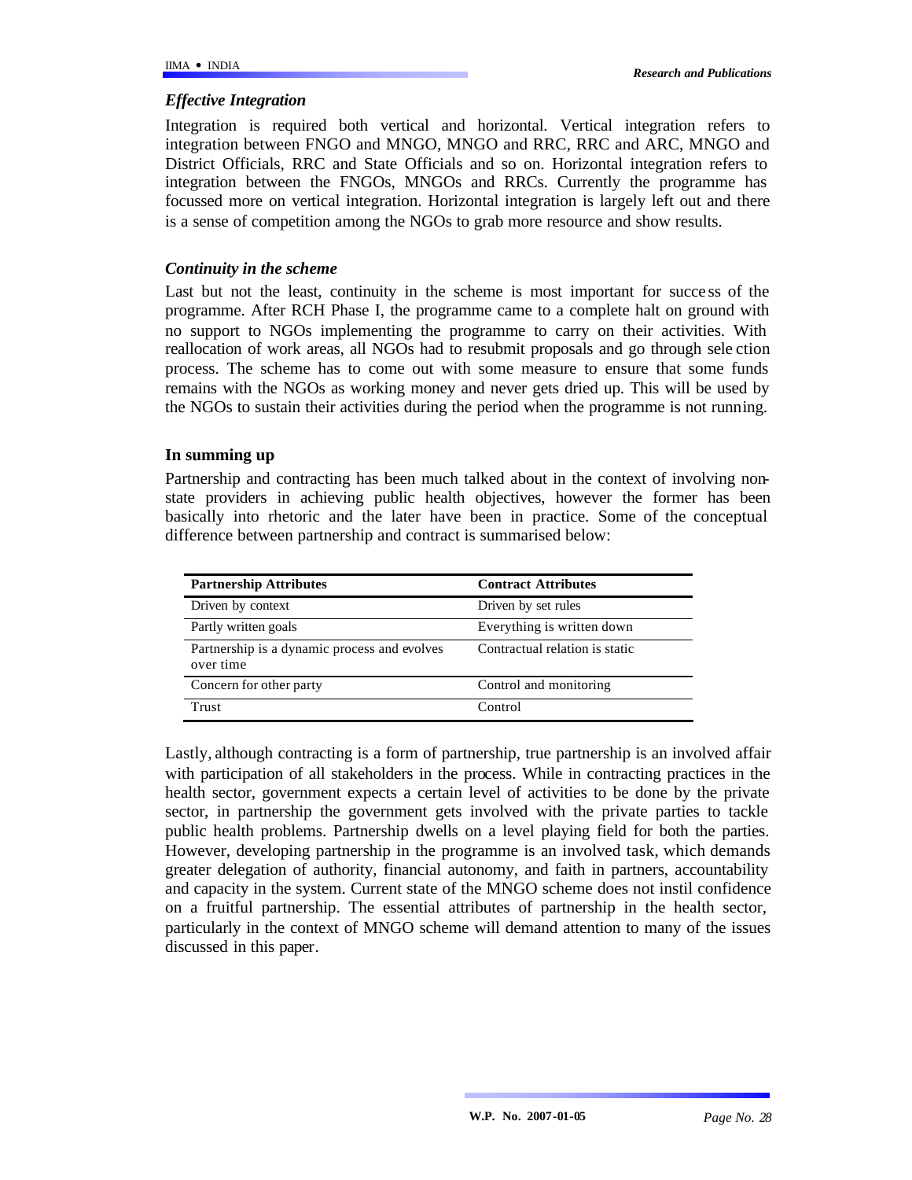### *Effective Integration*

Integration is required both vertical and horizontal. Vertical integration refers to integration between FNGO and MNGO, MNGO and RRC, RRC and ARC, MNGO and District Officials, RRC and State Officials and so on. Horizontal integration refers to integration between the FNGOs, MNGOs and RRCs. Currently the programme has focussed more on vertical integration. Horizontal integration is largely left out and there is a sense of competition among the NGOs to grab more resource and show results.

### *Continuity in the scheme*

Last but not the least, continuity in the scheme is most important for success of the programme. After RCH Phase I, the programme came to a complete halt on ground with no support to NGOs implementing the programme to carry on their activities. With reallocation of work areas, all NGOs had to resubmit proposals and go through selection process. The scheme has to come out with some measure to ensure that some funds remains with the NGOs as working money and never gets dried up. This will be used by the NGOs to sustain their activities during the period when the programme is not running.

### In summing up

Partnership and contracting has been much talked about in the context of involving non-state providers in achieving public health objectives, however the former has been basically into rhetoric and the later have been in practice. Some of the conceptual difference between partnership and contract is summarised below:

| Partnership Attributes | Contract Attributes |
|---|---|
| Driven by context | Driven by set rules |
| Partly written goals | Everything is written down |
| Partnership is a dynamic process and evolves over time | Contractual relation is static |
| Concern for other party | Control and monitoring |
| Trust | Control |

Lastly, although contracting is a form of partnership, true partnership is an involved affair with participation of all stakeholders in the process. While in contracting practices in the health sector, government expects a certain level of activities to be done by the private sector, in partnership the government gets involved with the private parties to tackle public health problems. Partnership dwells on a level playing field for both the parties. However, developing partnership in the programme is an involved task, which demands greater delegation of authority, financial autonomy, and faith in partners, accountability and capacity in the system. Current state of the MNGO scheme does not instil confidence on a fruitful partnership. The essential attributes of partnership in the health sector, particularly in the context of MNGO scheme will demand attention to many of the issues discussed in this paper.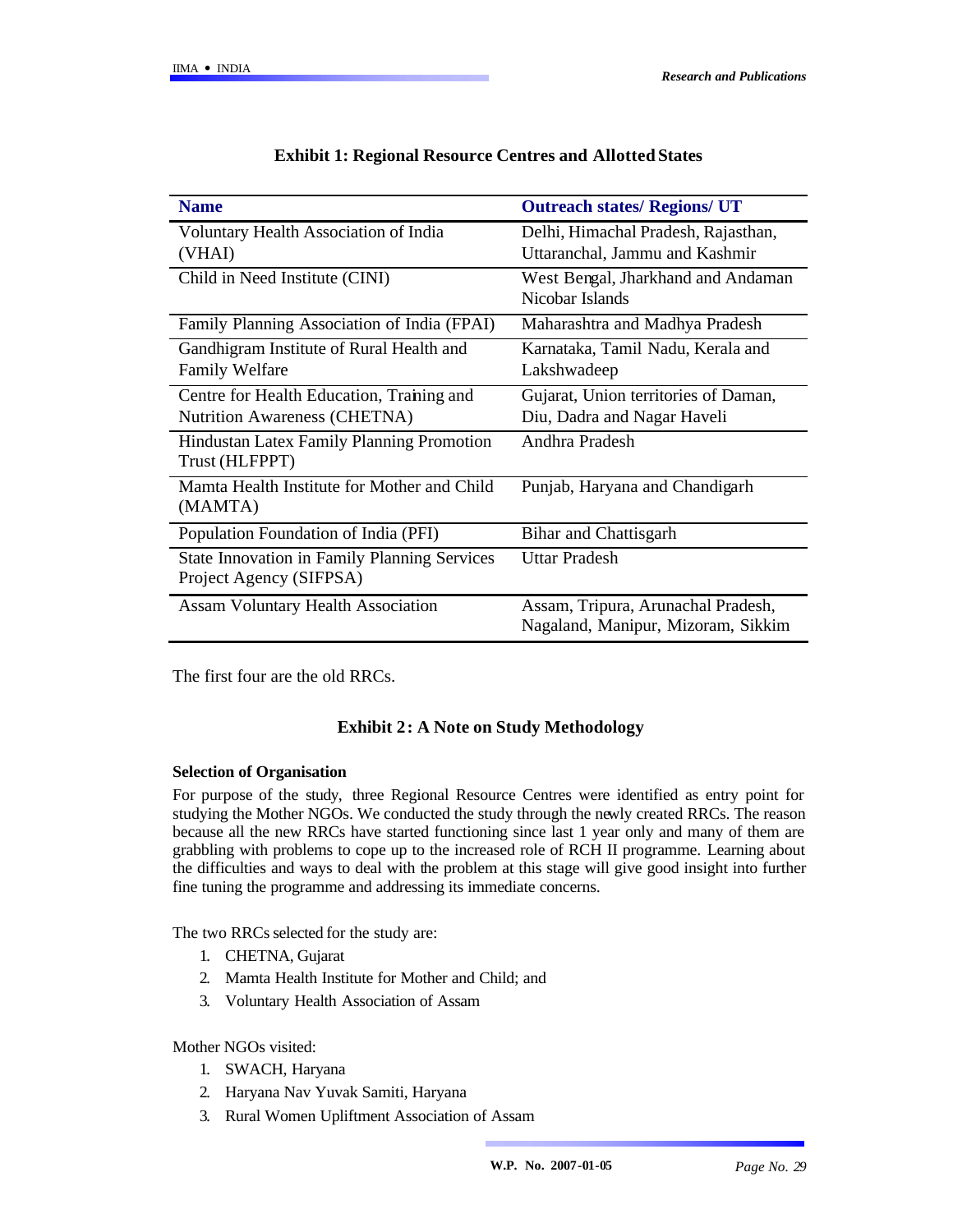## Exhibit 1: Regional Resource Centres and Allotted States

| Name | Outreach states/ Regions/ UT |
|---|---|
| Voluntary Health Association of India (VHAI) | Delhi, Himachal Pradesh, Rajasthan, Uttaranchal, Jammu and Kashmir |
| Child in Need Institute (CINI) | West Bengal, Jharkhand and Andaman Nicobar Islands |
| Family Planning Association of India (FPAI) | Maharashtra and Madhya Pradesh |
| Gandhigram Institute of Rural Health and Family Welfare | Karnataka, Tamil Nadu, Kerala and Lakshwadeep |
| Centre for Health Education, Training and Nutrition Awareness (CHETNA) | Gujarat, Union territories of Daman, Diu, Dadra and Nagar Haveli |
| Hindustan Latex Family Planning Promotion Trust (HLFPPT) | Andhra Pradesh |
| Mamta Health Institute for Mother and Child (MAMTA) | Punjab, Haryana and Chandigarh |
| Population Foundation of India (PFI) | Bihar and Chattisgarh |
| State Innovation in Family Planning Services Project Agency (SIFPSA) | Uttar Pradesh |
| Assam Voluntary Health Association | Assam, Tripura, Arunachal Pradesh, Nagaland, Manipur, Mizoram, Sikkim |

The first four are the old RRCs.

## Exhibit 2: A Note on Study Methodology

**Selection of Organisation**

For purpose of the study, three Regional Resource Centres were identified as entry point for studying the Mother NGOs. We conducted the study through the newly created RRCs. The reason because all the new RRCs have started functioning since last 1 year only and many of them are grabbling with problems to cope up to the increased role of RCH II programme. Learning about the difficulties and ways to deal with the problem at this stage will give good insight into further fine tuning the programme and addressing its immediate concerns.

The two RRCs selected for the study are:

1. CHETNA, Gujarat
2. Mamta Health Institute for Mother and Child; and
3. Voluntary Health Association of Assam

Mother NGOs visited:

1. SWACH, Haryana
2. Haryana Nav Yuvak Samiti, Haryana
3. Rural Women Upliftment Association of Assam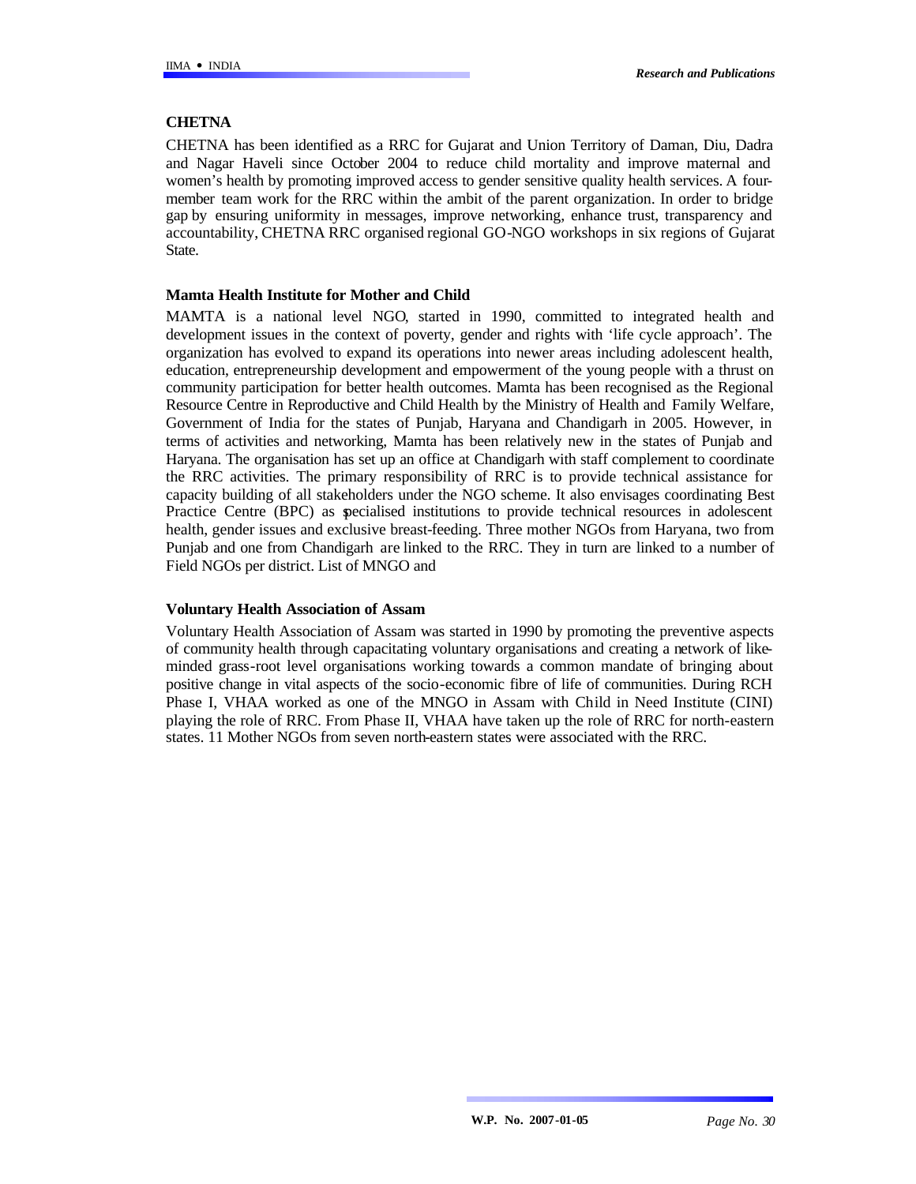**CHETNA**

CHETNA has been identified as a RRC for Gujarat and Union Territory of Daman, Diu, Dadra and Nagar Haveli since October 2004 to reduce child mortality and improve maternal and women's health by promoting improved access to gender sensitive quality health services. A four-member team work for the RRC within the ambit of the parent organization. In order to bridge gap by ensuring uniformity in messages, improve networking, enhance trust, transparency and accountability, CHETNA RRC organised regional GO-NGO workshops in six regions of Gujarat State.

**Mamta Health Institute for Mother and Child**

MAMTA is a national level NGO, started in 1990, committed to integrated health and development issues in the context of poverty, gender and rights with 'life cycle approach'. The organization has evolved to expand its operations into newer areas including adolescent health, education, entrepreneurship development and empowerment of the young people with a thrust on community participation for better health outcomes. Mamta has been recognised as the Regional Resource Centre in Reproductive and Child Health by the Ministry of Health and Family Welfare, Government of India for the states of Punjab, Haryana and Chandigarh in 2005. However, in terms of activities and networking, Mamta has been relatively new in the states of Punjab and Haryana. The organisation has set up an office at Chandigarh with staff complement to coordinate the RRC activities. The primary responsibility of RRC is to provide technical assistance for capacity building of all stakeholders under the NGO scheme. It also envisages coordinating Best Practice Centre (BPC) as specialised institutions to provide technical resources in adolescent health, gender issues and exclusive breast-feeding. Three mother NGOs from Haryana, two from Punjab and one from Chandigarh are linked to the RRC. They in turn are linked to a number of Field NGOs per district. List of MNGO and

**Voluntary Health Association of Assam**

Voluntary Health Association of Assam was started in 1990 by promoting the preventive aspects of community health through capacitating voluntary organisations and creating a network of like-minded grass-root level organisations working towards a common mandate of bringing about positive change in vital aspects of the socio-economic fibre of life of communities. During RCH Phase I, VHAA worked as one of the MNGO in Assam with Child in Need Institute (CINI) playing the role of RRC. From Phase II, VHAA have taken up the role of RRC for north-eastern states. 11 Mother NGOs from seven north-eastern states were associated with the RRC.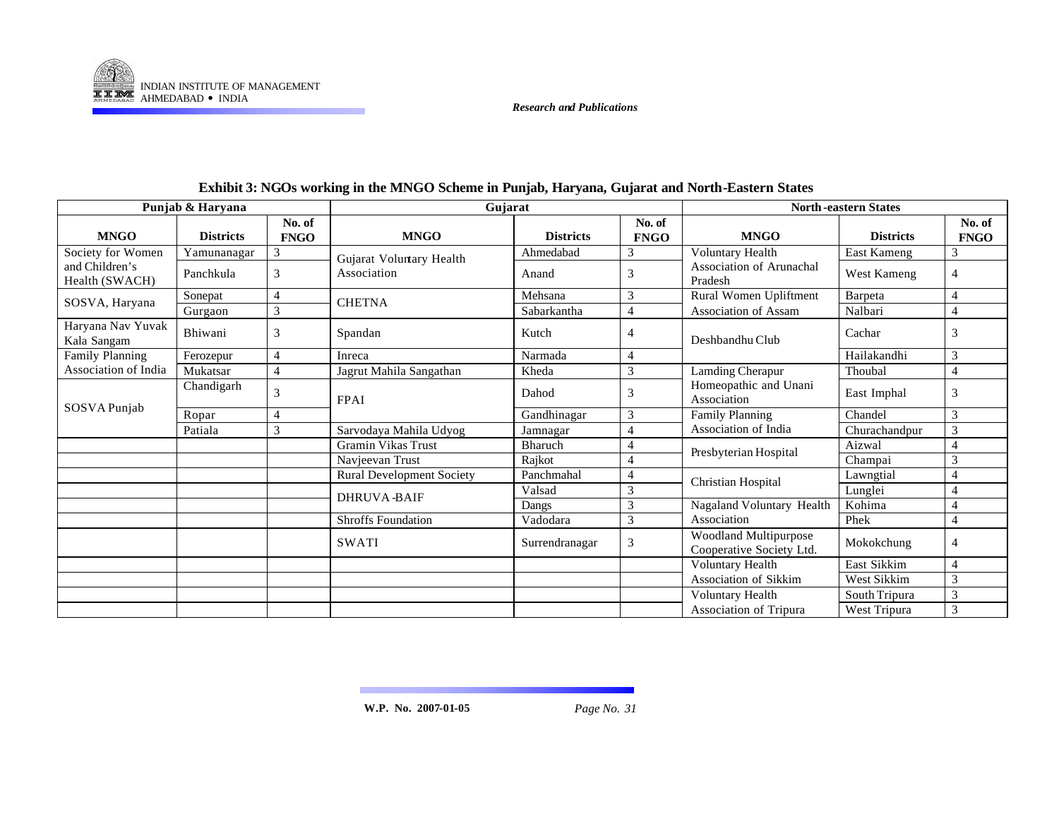**Exhibit 3: NGOs working in the MNGO Scheme in Punjab, Haryana, Gujarat and North-Eastern States**

| Punjab & Haryana | | | Gujarat | | | North-eastern States | | |
|---|---|---|---|---|---|---|---|---|
| **MNGO** | **Districts** | **No. of FNGO** | **MNGO** | **Districts** | **No. of FNGO** | **MNGO** | **Districts** | **No. of FNGO** |
| Society for Women and Children's Health (SWACH) | Yamunanagar | 3 | Gujarat Voluntary Health Association | Ahmedabad | 3 | Voluntary Health Association of Arunachal Pradesh | East Kameng | 3 |
| | Panchkula | 3 | | Anand | 3 | | West Kameng | 4 |
| SOSVA, Haryana | Sonepat | 4 | CHETNA | Mehsana | 3 | Rural Women Upliftment Association of Assam | Barpeta | 4 |
| | Gurgaon | 3 | | Sabarkantha | 4 | | Nalbari | 4 |
| Haryana Nav Yuvak Kala Sangam | Bhiwani | 3 | Spandan | Kutch | 4 | Deshbandhu Club | Cachar | 3 |
| Family Planning Association of India | Ferozepur | 4 | Inreca | Narmada | 4 | | Hailakandhi | 3 |
| | Mukatsar | 4 | Jagrut Mahila Sangathan | Kheda | 3 | Lamding Cherapur Homeopathic and Unani Association | Thoubal | 4 |
| SOSVA Punjab | Chandigarh | 3 | FPAI | Dahod | 3 | | East Imphal | 3 |
| | Ropar | 4 | | Gandhinagar | 3 | Family Planning Association of India | Chandel | 3 |
| | Patiala | 3 | Sarvodaya Mahila Udyog | Jamnagar | 4 | | Churachandpur | 3 |
| | | | Gramin Vikas Trust | Bharuch | 4 | Presbyterian Hospital | Aizwal | 4 |
| | | | Navjeevan Trust | Rajkot | 4 | | Champai | 3 |
| | | | Rural Development Society | Panchmahal | 4 | Christian Hospital | Lawngtial | 4 |
| | | | DHRUVA-BAIF | Valsad | 3 | | Lunglei | 4 |
| | | | | Dangs | 3 | Nagaland Voluntary Health Association | Kohima | 4 |
| | | | Shroffs Foundation | Vadodara | 3 | | Phek | 4 |
| | | | SWATI | Surrendranagar | 3 | Woodland Multipurpose Cooperative Society Ltd. | Mokokchung | 4 |
| | | | | | | Voluntary Health Association of Sikkim | East Sikkim | 4 |
| | | | | | | | West Sikkim | 3 |
| | | | | | | Voluntary Health Association of Tripura | South Tripura | 3 |
| | | | | | | | West Tripura | 3 |